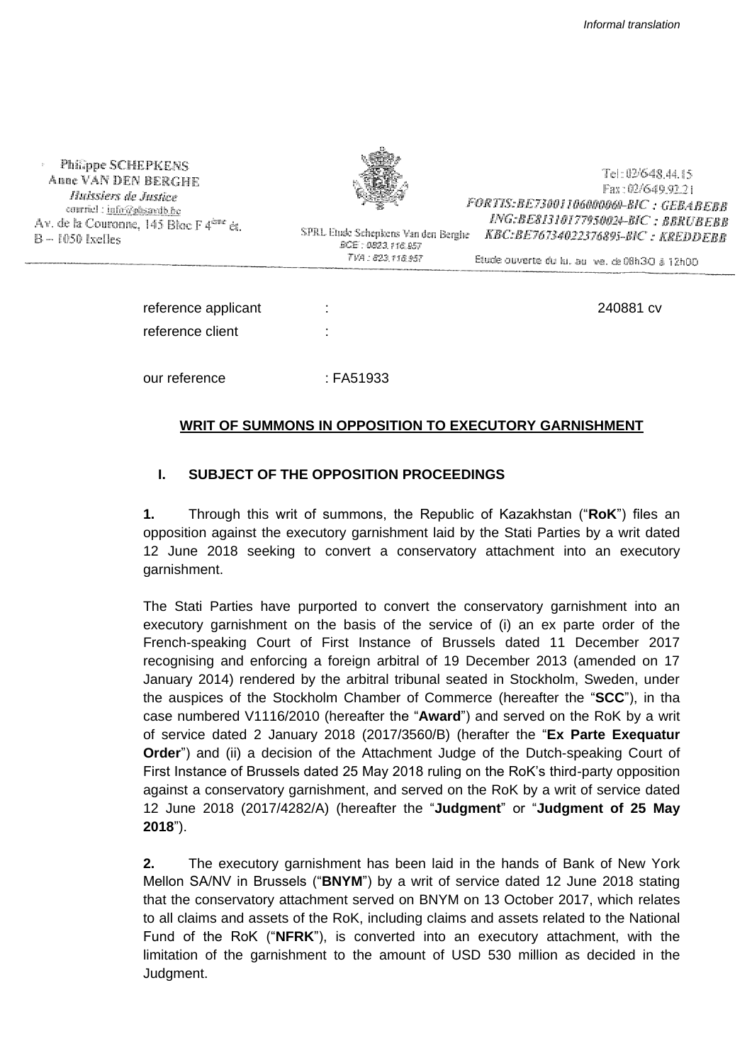*Informal translation*

Philippe SCHEPKENS
Anne VAN DEN BERGHE
*Huissiers de Justice*
courriel : info@phsavdb.be
Av. de la Couronne, 145 Bloc F 4ème ét.
B – 1050 Ixelles

SPRL Etude Schepkens Van den Berghe
BCE : 0823.116.957
TVA : 823.116.957

Tel : 02/648.44.15
Fax : 02/649.93.21
FORTIS:BE73001106000060–BIC : GEBABEBB
ING:BE81310177950024–BIC : BBRUBEBB
KBC:BE76734022376895–BIC : KREDDEBB
Etude ouverte du lu. au ve. de 08h30 à 12h00

reference applicant : 240881 cv

reference client :

our reference : FA51933

**WRIT OF SUMMONS IN OPPOSITION TO EXECUTORY GARNISHMENT**

## I. SUBJECT OF THE OPPOSITION PROCEEDINGS

**1.** Through this writ of summons, the Republic of Kazakhstan ("**RoK**") files an opposition against the executory garnishment laid by the Stati Parties by a writ dated 12 June 2018 seeking to convert a conservatory attachment into an executory garnishment.

The Stati Parties have purported to convert the conservatory garnishment into an executory garnishment on the basis of the service of (i) an ex parte order of the French-speaking Court of First Instance of Brussels dated 11 December 2017 recognising and enforcing a foreign arbitral of 19 December 2013 (amended on 17 January 2014) rendered by the arbitral tribunal seated in Stockholm, Sweden, under the auspices of the Stockholm Chamber of Commerce (hereafter the "**SCC**"), in tha case numbered V1116/2010 (hereafter the "**Award**") and served on the RoK by a writ of service dated 2 January 2018 (2017/3560/B) (herafter the "**Ex Parte Exequatur Order**") and (ii) a decision of the Attachment Judge of the Dutch-speaking Court of First Instance of Brussels dated 25 May 2018 ruling on the RoK's third-party opposition against a conservatory garnishment, and served on the RoK by a writ of service dated 12 June 2018 (2017/4282/A) (hereafter the "**Judgment**" or "**Judgment of 25 May 2018**").

**2.** The executory garnishment has been laid in the hands of Bank of New York Mellon SA/NV in Brussels ("**BNYM**") by a writ of service dated 12 June 2018 stating that the conservatory attachment served on BNYM on 13 October 2017, which relates to all claims and assets of the RoK, including claims and assets related to the National Fund of the RoK ("**NFRK**"), is converted into an executory attachment, with the limitation of the garnishment to the amount of USD 530 million as decided in the Judgment.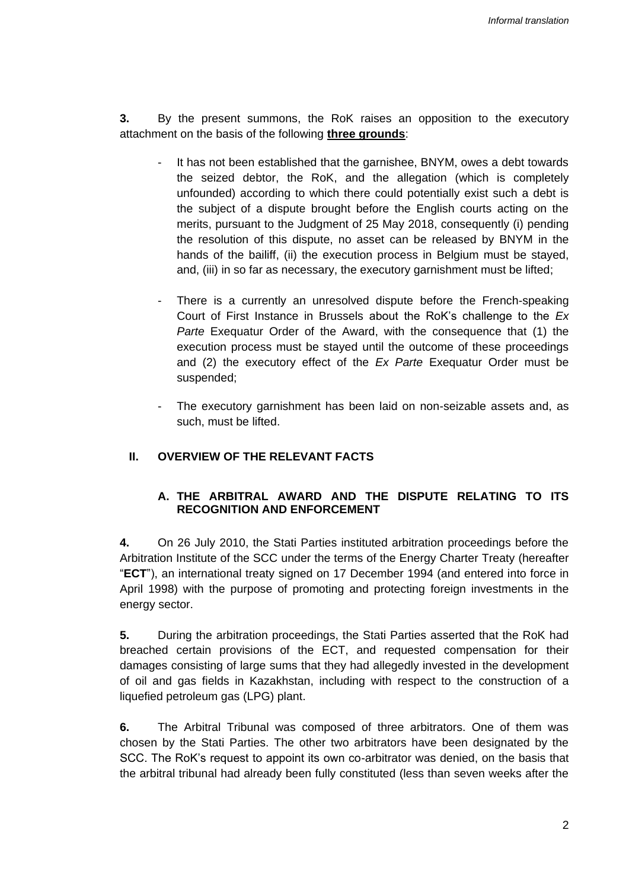**3.** By the present summons, the RoK raises an opposition to the executory attachment on the basis of the following **three grounds**:

- It has not been established that the garnishee, BNYM, owes a debt towards the seized debtor, the RoK, and the allegation (which is completely unfounded) according to which there could potentially exist such a debt is the subject of a dispute brought before the English courts acting on the merits, pursuant to the Judgment of 25 May 2018, consequently (i) pending the resolution of this dispute, no asset can be released by BNYM in the hands of the bailiff, (ii) the execution process in Belgium must be stayed, and, (iii) in so far as necessary, the executory garnishment must be lifted;

- There is a currently an unresolved dispute before the French-speaking Court of First Instance in Brussels about the RoK's challenge to the *Ex Parte* Exequatur Order of the Award, with the consequence that (1) the execution process must be stayed until the outcome of these proceedings and (2) the executory effect of the *Ex Parte* Exequatur Order must be suspended;

- The executory garnishment has been laid on non-seizable assets and, as such, must be lifted.

## II. OVERVIEW OF THE RELEVANT FACTS

### A. THE ARBITRAL AWARD AND THE DISPUTE RELATING TO ITS RECOGNITION AND ENFORCEMENT

**4.** On 26 July 2010, the Stati Parties instituted arbitration proceedings before the Arbitration Institute of the SCC under the terms of the Energy Charter Treaty (hereafter "**ECT**"), an international treaty signed on 17 December 1994 (and entered into force in April 1998) with the purpose of promoting and protecting foreign investments in the energy sector.

**5.** During the arbitration proceedings, the Stati Parties asserted that the RoK had breached certain provisions of the ECT, and requested compensation for their damages consisting of large sums that they had allegedly invested in the development of oil and gas fields in Kazakhstan, including with respect to the construction of a liquefied petroleum gas (LPG) plant.

**6.** The Arbitral Tribunal was composed of three arbitrators. One of them was chosen by the Stati Parties. The other two arbitrators have been designated by the SCC. The RoK's request to appoint its own co-arbitrator was denied, on the basis that the arbitral tribunal had already been fully constituted (less than seven weeks after the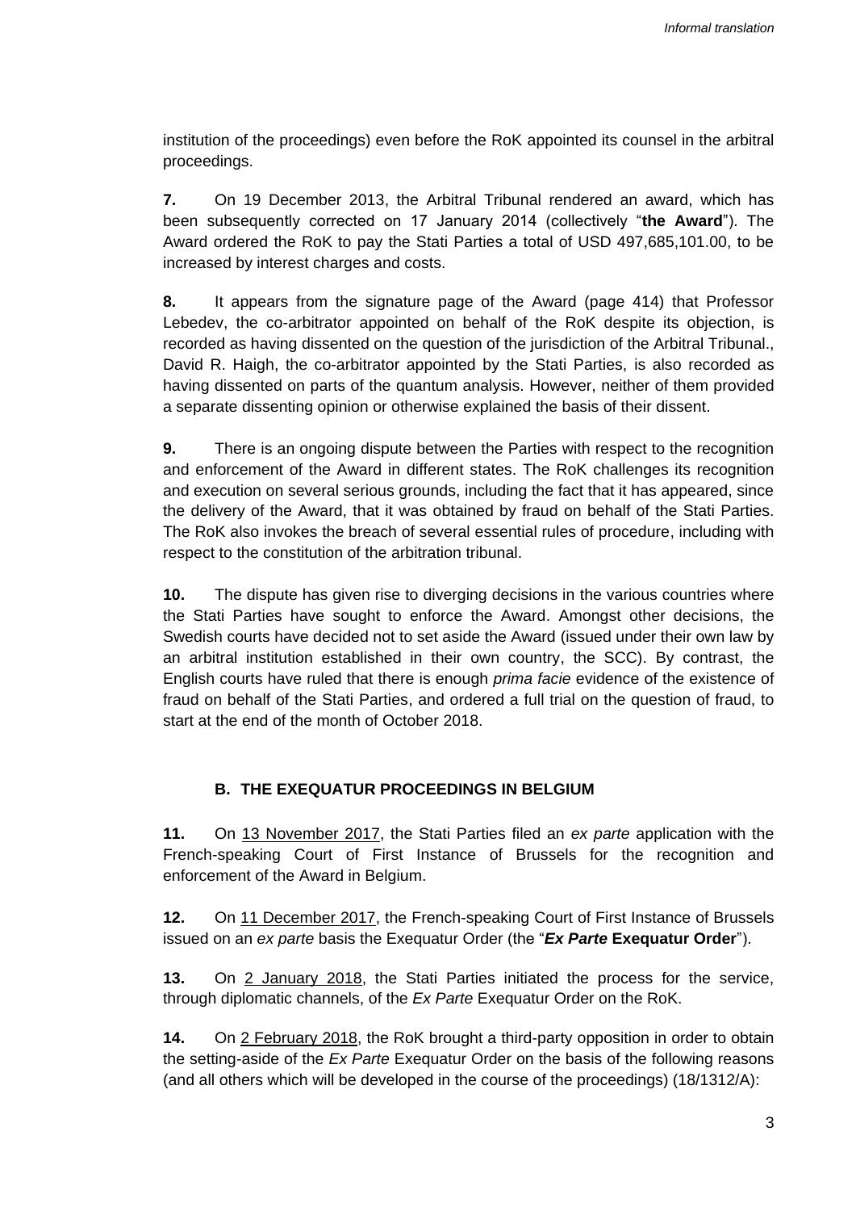institution of the proceedings) even before the RoK appointed its counsel in the arbitral proceedings.

**7.** On 19 December 2013, the Arbitral Tribunal rendered an award, which has been subsequently corrected on 17 January 2014 (collectively "**the Award**"). The Award ordered the RoK to pay the Stati Parties a total of USD 497,685,101.00, to be increased by interest charges and costs.

**8.** It appears from the signature page of the Award (page 414) that Professor Lebedev, the co-arbitrator appointed on behalf of the RoK despite its objection, is recorded as having dissented on the question of the jurisdiction of the Arbitral Tribunal., David R. Haigh, the co-arbitrator appointed by the Stati Parties, is also recorded as having dissented on parts of the quantum analysis. However, neither of them provided a separate dissenting opinion or otherwise explained the basis of their dissent.

**9.** There is an ongoing dispute between the Parties with respect to the recognition and enforcement of the Award in different states. The RoK challenges its recognition and execution on several serious grounds, including the fact that it has appeared, since the delivery of the Award, that it was obtained by fraud on behalf of the Stati Parties. The RoK also invokes the breach of several essential rules of procedure, including with respect to the constitution of the arbitration tribunal.

**10.** The dispute has given rise to diverging decisions in the various countries where the Stati Parties have sought to enforce the Award. Amongst other decisions, the Swedish courts have decided not to set aside the Award (issued under their own law by an arbitral institution established in their own country, the SCC). By contrast, the English courts have ruled that there is enough *prima facie* evidence of the existence of fraud on behalf of the Stati Parties, and ordered a full trial on the question of fraud, to start at the end of the month of October 2018.

## B. THE EXEQUATUR PROCEEDINGS IN BELGIUM

**11.** On 13 November 2017, the Stati Parties filed an *ex parte* application with the French-speaking Court of First Instance of Brussels for the recognition and enforcement of the Award in Belgium.

**12.** On 11 December 2017, the French-speaking Court of First Instance of Brussels issued on an *ex parte* basis the Exequatur Order (the "***Ex Parte* Exequatur Order**").

**13.** On 2 January 2018, the Stati Parties initiated the process for the service, through diplomatic channels, of the *Ex Parte* Exequatur Order on the RoK.

**14.** On 2 February 2018, the RoK brought a third-party opposition in order to obtain the setting-aside of the *Ex Parte* Exequatur Order on the basis of the following reasons (and all others which will be developed in the course of the proceedings) (18/1312/A):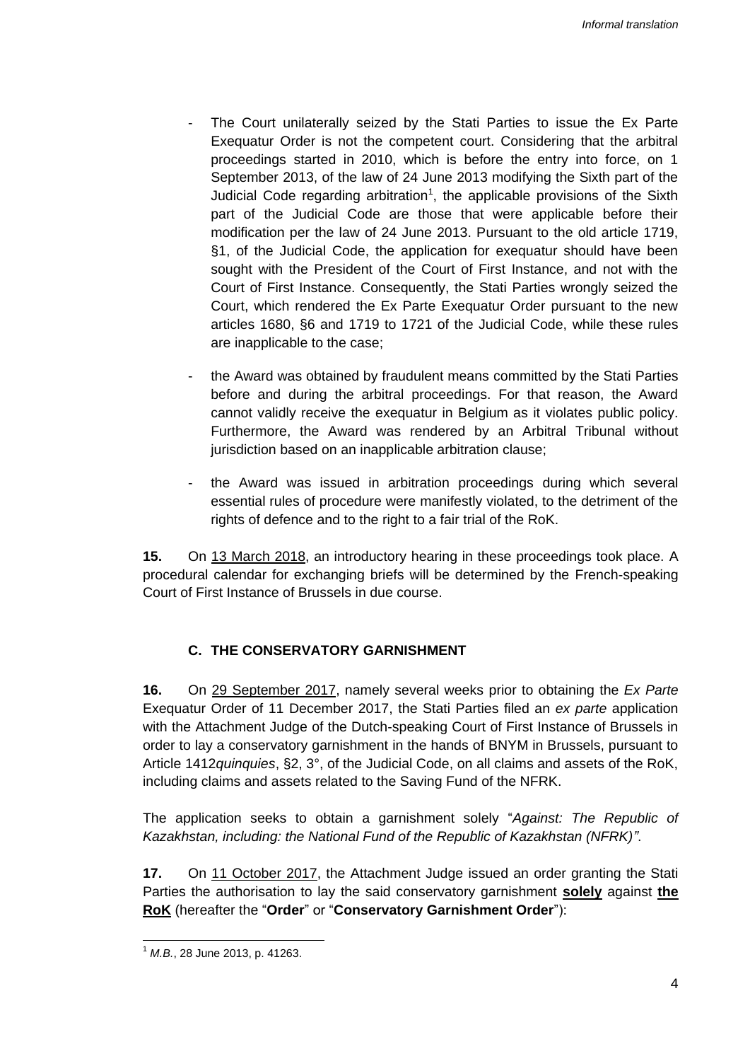- The Court unilaterally seized by the Stati Parties to issue the Ex Parte Exequatur Order is not the competent court. Considering that the arbitral proceedings started in 2010, which is before the entry into force, on 1 September 2013, of the law of 24 June 2013 modifying the Sixth part of the Judicial Code regarding arbitration[1], the applicable provisions of the Sixth part of the Judicial Code are those that were applicable before their modification per the law of 24 June 2013. Pursuant to the old article 1719, §1, of the Judicial Code, the application for exequatur should have been sought with the President of the Court of First Instance, and not with the Court of First Instance. Consequently, the Stati Parties wrongly seized the Court, which rendered the Ex Parte Exequatur Order pursuant to the new articles 1680, §6 and 1719 to 1721 of the Judicial Code, while these rules are inapplicable to the case;

- the Award was obtained by fraudulent means committed by the Stati Parties before and during the arbitral proceedings. For that reason, the Award cannot validly receive the exequatur in Belgium as it violates public policy. Furthermore, the Award was rendered by an Arbitral Tribunal without jurisdiction based on an inapplicable arbitration clause;

- the Award was issued in arbitration proceedings during which several essential rules of procedure were manifestly violated, to the detriment of the rights of defence and to the right to a fair trial of the RoK.

**15.** On 13 March 2018, an introductory hearing in these proceedings took place. A procedural calendar for exchanging briefs will be determined by the French-speaking Court of First Instance of Brussels in due course.

### C. THE CONSERVATORY GARNISHMENT

**16.** On 29 September 2017, namely several weeks prior to obtaining the *Ex Parte* Exequatur Order of 11 December 2017, the Stati Parties filed an *ex parte* application with the Attachment Judge of the Dutch-speaking Court of First Instance of Brussels in order to lay a conservatory garnishment in the hands of BNYM in Brussels, pursuant to Article 1412*quinquies*, §2, 3°, of the Judicial Code, on all claims and assets of the RoK, including claims and assets related to the Saving Fund of the NFRK.

The application seeks to obtain a garnishment solely "*Against: The Republic of Kazakhstan, including: the National Fund of the Republic of Kazakhstan (NFRK)"*.

**17.** On 11 October 2017, the Attachment Judge issued an order granting the Stati Parties the authorisation to lay the said conservatory garnishment **solely** against **the RoK** (hereafter the "**Order**" or "**Conservatory Garnishment Order**"):

[1] *M.B.*, 28 June 2013, p. 41263.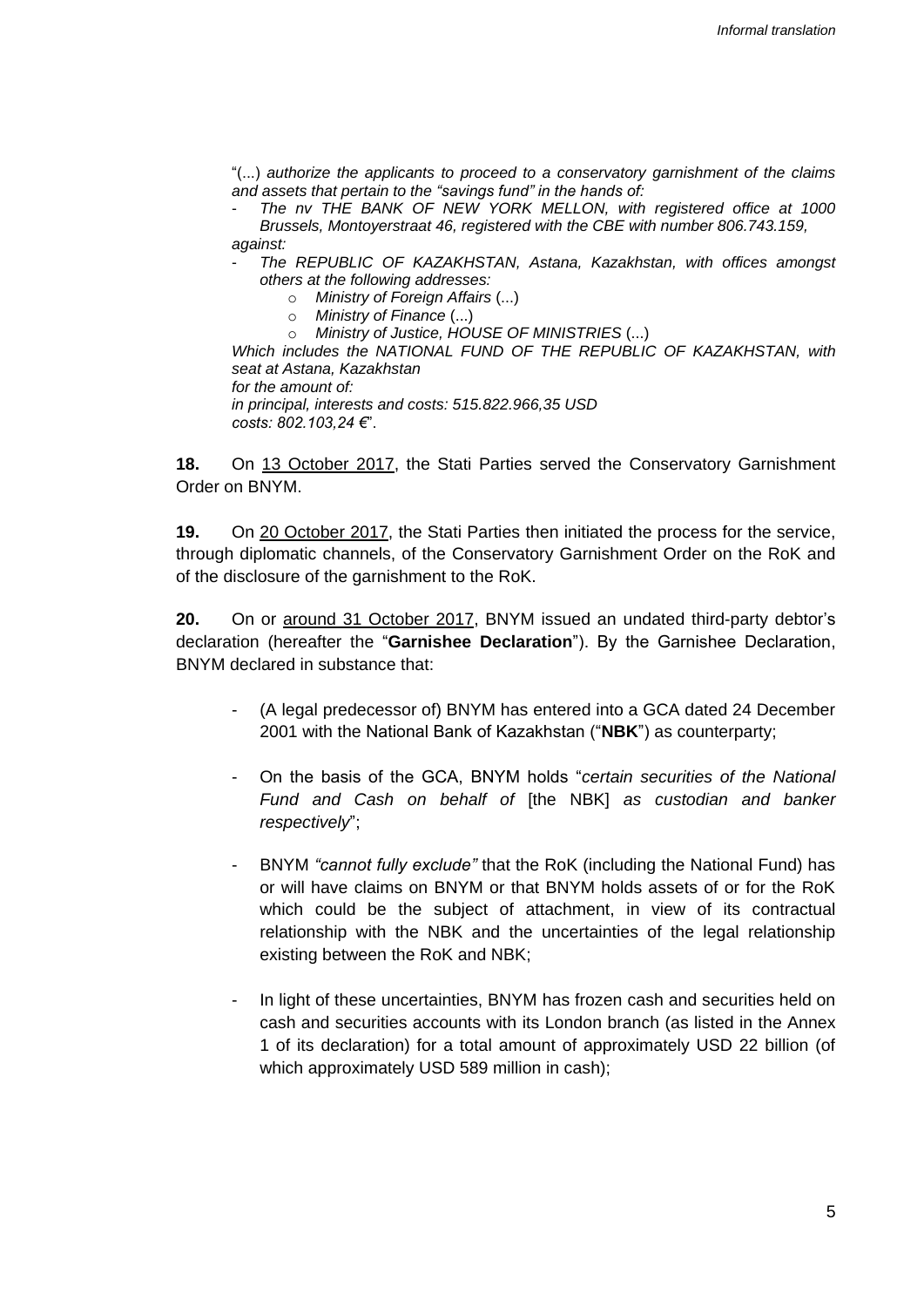"(...) *authorize the applicants to proceed to a conservatory garnishment of the claims and assets that pertain to the "savings fund" in the hands of:*

- *The nv THE BANK OF NEW YORK MELLON, with registered office at 1000 Brussels, Montoyerstraat 46, registered with the CBE with number 806.743.159,*

*against:*

- *The REPUBLIC OF KAZAKHSTAN, Astana, Kazakhstan, with offices amongst others at the following addresses:*
    - *Ministry of Foreign Affairs* (...)
    - *Ministry of Finance* (...)
    - *Ministry of Justice, HOUSE OF MINISTRIES* (...)

*Which includes the NATIONAL FUND OF THE REPUBLIC OF KAZAKHSTAN, with seat at Astana, Kazakhstan*
*for the amount of:*
*in principal, interests and costs: 515.822.966,35 USD*
*costs: 802.103,24 €*".

**18.** On 13 October 2017, the Stati Parties served the Conservatory Garnishment Order on BNYM.

**19.** On 20 October 2017, the Stati Parties then initiated the process for the service, through diplomatic channels, of the Conservatory Garnishment Order on the RoK and of the disclosure of the garnishment to the RoK.

**20.** On or around 31 October 2017, BNYM issued an undated third-party debtor's declaration (hereafter the "**Garnishee Declaration**"). By the Garnishee Declaration, BNYM declared in substance that:

- (A legal predecessor of) BNYM has entered into a GCA dated 24 December 2001 with the National Bank of Kazakhstan ("**NBK**") as counterparty;
- On the basis of the GCA, BNYM holds "*certain securities of the National Fund and Cash on behalf of* [the NBK] *as custodian and banker respectively*";
- BNYM *"cannot fully exclude"* that the RoK (including the National Fund) has or will have claims on BNYM or that BNYM holds assets of or for the RoK which could be the subject of attachment, in view of its contractual relationship with the NBK and the uncertainties of the legal relationship existing between the RoK and NBK;
- In light of these uncertainties, BNYM has frozen cash and securities held on cash and securities accounts with its London branch (as listed in the Annex 1 of its declaration) for a total amount of approximately USD 22 billion (of which approximately USD 589 million in cash);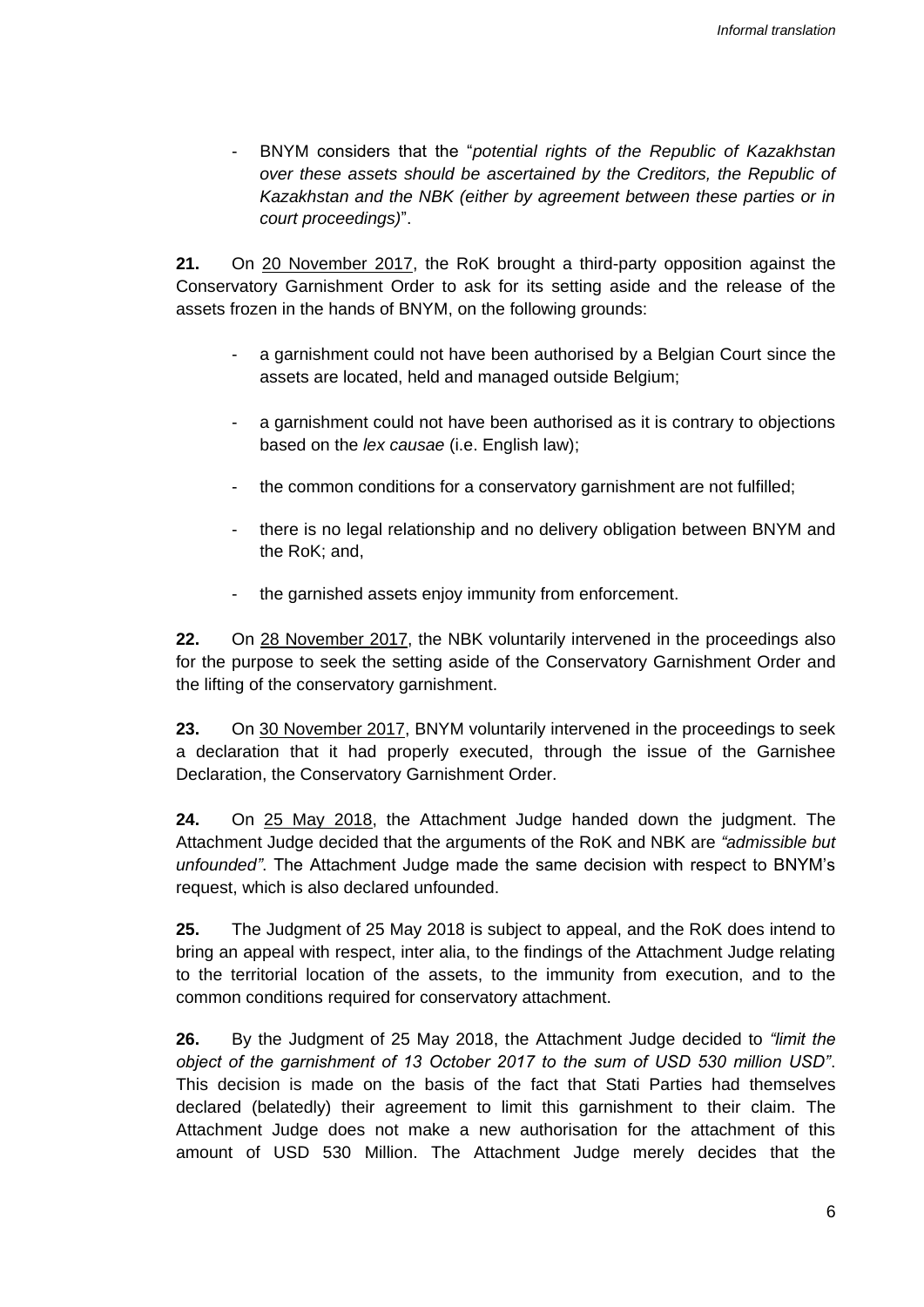- BNYM considers that the "*potential rights of the Republic of Kazakhstan over these assets should be ascertained by the Creditors, the Republic of Kazakhstan and the NBK (either by agreement between these parties or in court proceedings)*".

**21.** On 20 November 2017, the RoK brought a third-party opposition against the Conservatory Garnishment Order to ask for its setting aside and the release of the assets frozen in the hands of BNYM, on the following grounds:

- a garnishment could not have been authorised by a Belgian Court since the assets are located, held and managed outside Belgium;
- a garnishment could not have been authorised as it is contrary to objections based on the *lex causae* (i.e. English law);
- the common conditions for a conservatory garnishment are not fulfilled;
- there is no legal relationship and no delivery obligation between BNYM and the RoK; and,
- the garnished assets enjoy immunity from enforcement.

**22.** On 28 November 2017, the NBK voluntarily intervened in the proceedings also for the purpose to seek the setting aside of the Conservatory Garnishment Order and the lifting of the conservatory garnishment.

**23.** On 30 November 2017, BNYM voluntarily intervened in the proceedings to seek a declaration that it had properly executed, through the issue of the Garnishee Declaration, the Conservatory Garnishment Order.

**24.** On 25 May 2018, the Attachment Judge handed down the judgment. The Attachment Judge decided that the arguments of the RoK and NBK are *"admissible but unfounded"*. The Attachment Judge made the same decision with respect to BNYM's request, which is also declared unfounded.

**25.** The Judgment of 25 May 2018 is subject to appeal, and the RoK does intend to bring an appeal with respect, inter alia, to the findings of the Attachment Judge relating to the territorial location of the assets, to the immunity from execution, and to the common conditions required for conservatory attachment.

**26.** By the Judgment of 25 May 2018, the Attachment Judge decided to *"limit the object of the garnishment of 13 October 2017 to the sum of USD 530 million USD"*. This decision is made on the basis of the fact that Stati Parties had themselves declared (belatedly) their agreement to limit this garnishment to their claim. The Attachment Judge does not make a new authorisation for the attachment of this amount of USD 530 Million. The Attachment Judge merely decides that the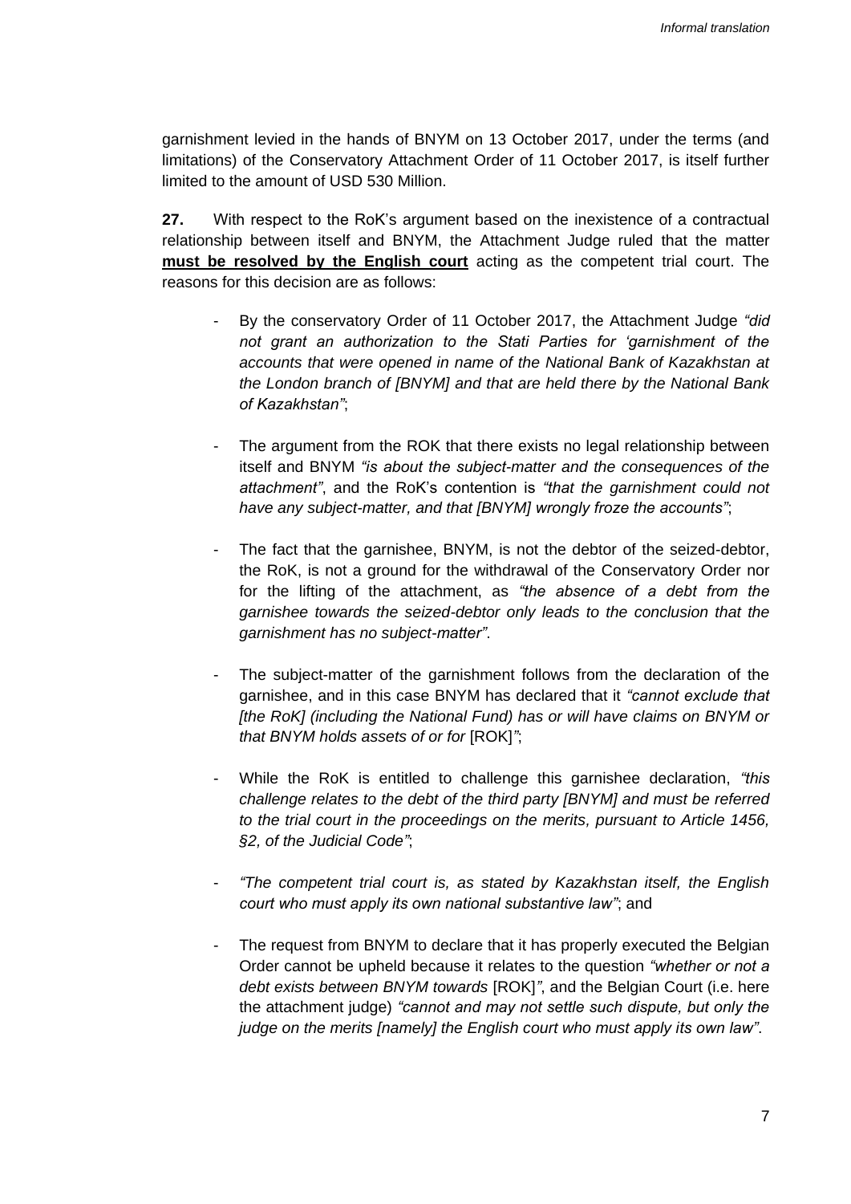garnishment levied in the hands of BNYM on 13 October 2017, under the terms (and limitations) of the Conservatory Attachment Order of 11 October 2017, is itself further limited to the amount of USD 530 Million.

**27.** With respect to the RoK's argument based on the inexistence of a contractual relationship between itself and BNYM, the Attachment Judge ruled that the matter **must be resolved by the English court** acting as the competent trial court. The reasons for this decision are as follows:

- By the conservatory Order of 11 October 2017, the Attachment Judge *"did not grant an authorization to the Stati Parties for 'garnishment of the accounts that were opened in name of the National Bank of Kazakhstan at the London branch of [BNYM] and that are held there by the National Bank of Kazakhstan"*;

- The argument from the ROK that there exists no legal relationship between itself and BNYM *"is about the subject-matter and the consequences of the attachment"*, and the RoK's contention is *"that the garnishment could not have any subject-matter, and that [BNYM] wrongly froze the accounts"*;

- The fact that the garnishee, BNYM, is not the debtor of the seized-debtor, the RoK, is not a ground for the withdrawal of the Conservatory Order nor for the lifting of the attachment, as *"the absence of a debt from the garnishee towards the seized-debtor only leads to the conclusion that the garnishment has no subject-matter"*.

- The subject-matter of the garnishment follows from the declaration of the garnishee, and in this case BNYM has declared that it *"cannot exclude that [the RoK] (including the National Fund) has or will have claims on BNYM or that BNYM holds assets of or for* [ROK]*"*;

- While the RoK is entitled to challenge this garnishee declaration, *"this challenge relates to the debt of the third party [BNYM] and must be referred to the trial court in the proceedings on the merits, pursuant to Article 1456, §2, of the Judicial Code"*;

- *"The competent trial court is, as stated by Kazakhstan itself, the English court who must apply its own national substantive law"*; and

- The request from BNYM to declare that it has properly executed the Belgian Order cannot be upheld because it relates to the question *"whether or not a debt exists between BNYM towards* [ROK]*"*, and the Belgian Court (i.e. here the attachment judge) *"cannot and may not settle such dispute, but only the judge on the merits [namely] the English court who must apply its own law"*.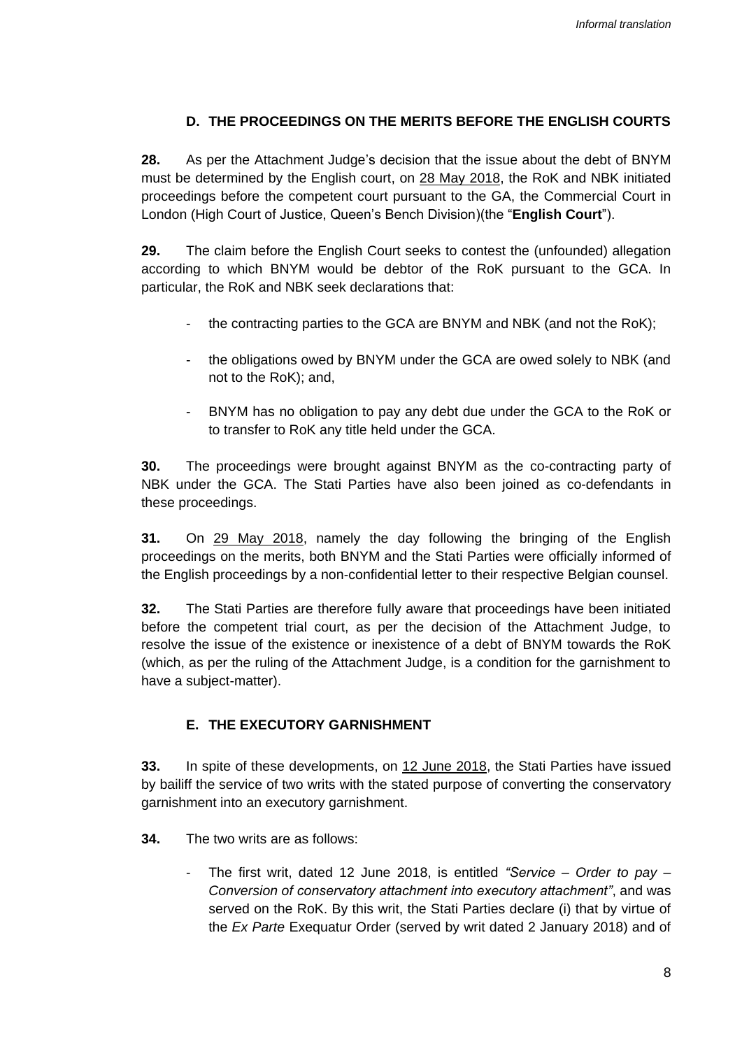### D. THE PROCEEDINGS ON THE MERITS BEFORE THE ENGLISH COURTS

**28.** As per the Attachment Judge's decision that the issue about the debt of BNYM must be determined by the English court, on 28 May 2018, the RoK and NBK initiated proceedings before the competent court pursuant to the GA, the Commercial Court in London (High Court of Justice, Queen's Bench Division)(the "**English Court**").

**29.** The claim before the English Court seeks to contest the (unfounded) allegation according to which BNYM would be debtor of the RoK pursuant to the GCA. In particular, the RoK and NBK seek declarations that:

- the contracting parties to the GCA are BNYM and NBK (and not the RoK);
- the obligations owed by BNYM under the GCA are owed solely to NBK (and not to the RoK); and,
- BNYM has no obligation to pay any debt due under the GCA to the RoK or to transfer to RoK any title held under the GCA.

**30.** The proceedings were brought against BNYM as the co-contracting party of NBK under the GCA. The Stati Parties have also been joined as co-defendants in these proceedings.

**31.** On 29 May 2018, namely the day following the bringing of the English proceedings on the merits, both BNYM and the Stati Parties were officially informed of the English proceedings by a non-confidential letter to their respective Belgian counsel.

**32.** The Stati Parties are therefore fully aware that proceedings have been initiated before the competent trial court, as per the decision of the Attachment Judge, to resolve the issue of the existence or inexistence of a debt of BNYM towards the RoK (which, as per the ruling of the Attachment Judge, is a condition for the garnishment to have a subject-matter).

### E. THE EXECUTORY GARNISHMENT

**33.** In spite of these developments, on 12 June 2018, the Stati Parties have issued by bailiff the service of two writs with the stated purpose of converting the conservatory garnishment into an executory garnishment.

**34.** The two writs are as follows:

- The first writ, dated 12 June 2018, is entitled *"Service – Order to pay – Conversion of conservatory attachment into executory attachment"*, and was served on the RoK. By this writ, the Stati Parties declare (i) that by virtue of the *Ex Parte* Exequatur Order (served by writ dated 2 January 2018) and of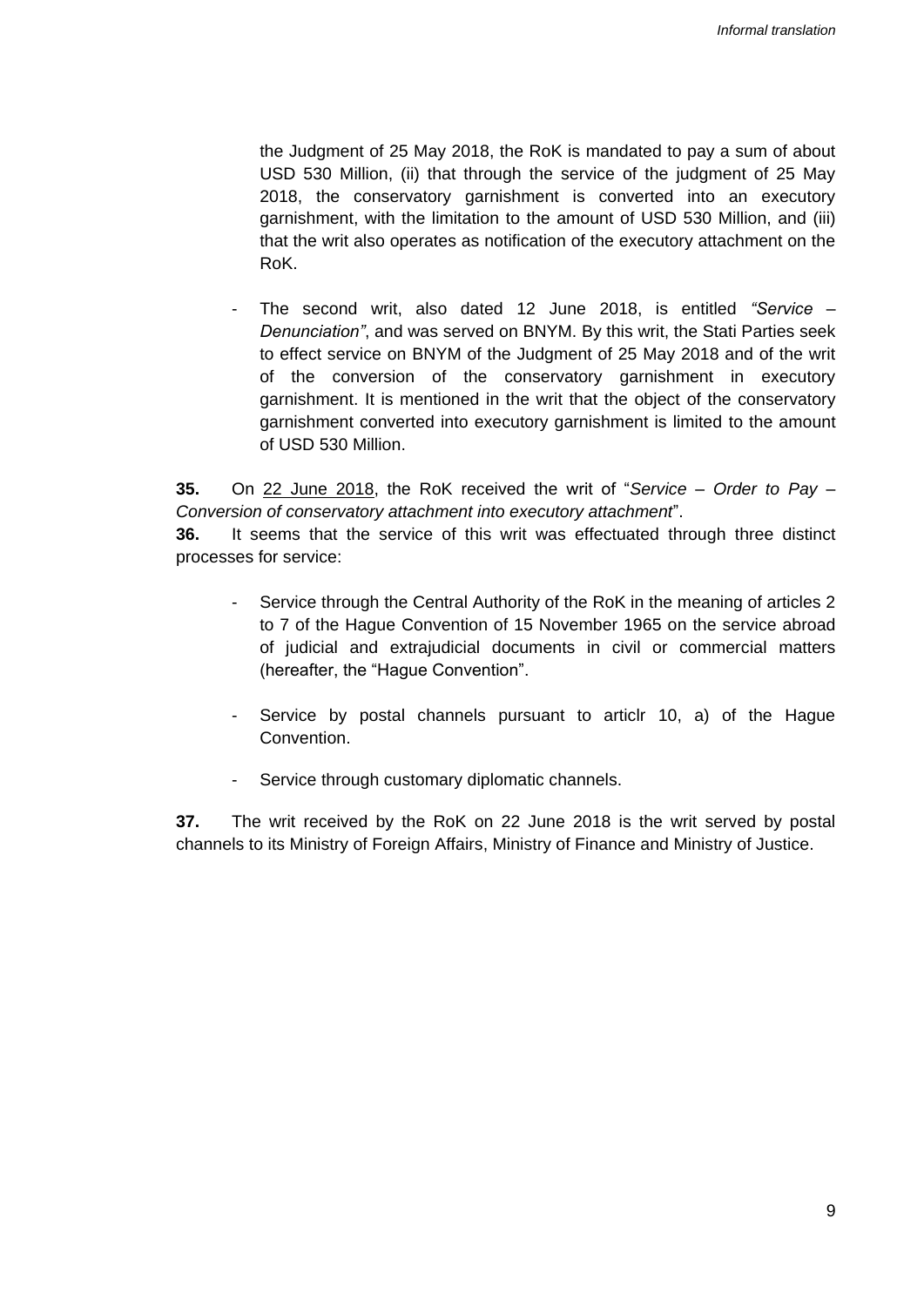the Judgment of 25 May 2018, the RoK is mandated to pay a sum of about USD 530 Million, (ii) that through the service of the judgment of 25 May 2018, the conservatory garnishment is converted into an executory garnishment, with the limitation to the amount of USD 530 Million, and (iii) that the writ also operates as notification of the executory attachment on the RoK.

- The second writ, also dated 12 June 2018, is entitled *"Service – Denunciation"*, and was served on BNYM. By this writ, the Stati Parties seek to effect service on BNYM of the Judgment of 25 May 2018 and of the writ of the conversion of the conservatory garnishment in executory garnishment. It is mentioned in the writ that the object of the conservatory garnishment converted into executory garnishment is limited to the amount of USD 530 Million.

**35.** On 22 June 2018, the RoK received the writ of "*Service – Order to Pay – Conversion of conservatory attachment into executory attachment*".

**36.** It seems that the service of this writ was effectuated through three distinct processes for service:

- Service through the Central Authority of the RoK in the meaning of articles 2 to 7 of the Hague Convention of 15 November 1965 on the service abroad of judicial and extrajudicial documents in civil or commercial matters (hereafter, the "Hague Convention".

- Service by postal channels pursuant to articlr 10, a) of the Hague Convention.

- Service through customary diplomatic channels.

**37.** The writ received by the RoK on 22 June 2018 is the writ served by postal channels to its Ministry of Foreign Affairs, Ministry of Finance and Ministry of Justice.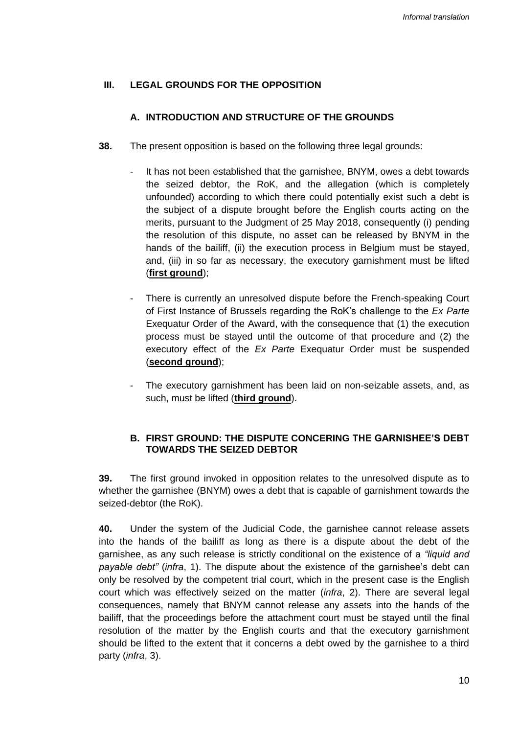## III. LEGAL GROUNDS FOR THE OPPOSITION

### A. INTRODUCTION AND STRUCTURE OF THE GROUNDS

**38.** The present opposition is based on the following three legal grounds:

- It has not been established that the garnishee, BNYM, owes a debt towards the seized debtor, the RoK, and the allegation (which is completely unfounded) according to which there could potentially exist such a debt is the subject of a dispute brought before the English courts acting on the merits, pursuant to the Judgment of 25 May 2018, consequently (i) pending the resolution of this dispute, no asset can be released by BNYM in the hands of the bailiff, (ii) the execution process in Belgium must be stayed, and, (iii) in so far as necessary, the executory garnishment must be lifted (**first ground**);

- There is currently an unresolved dispute before the French-speaking Court of First Instance of Brussels regarding the RoK's challenge to the *Ex Parte* Exequatur Order of the Award, with the consequence that (1) the execution process must be stayed until the outcome of that procedure and (2) the executory effect of the *Ex Parte* Exequatur Order must be suspended (**second ground**);

- The executory garnishment has been laid on non-seizable assets, and, as such, must be lifted (**third ground**).

### B. FIRST GROUND: THE DISPUTE CONCERING THE GARNISHEE'S DEBT TOWARDS THE SEIZED DEBTOR

**39.** The first ground invoked in opposition relates to the unresolved dispute as to whether the garnishee (BNYM) owes a debt that is capable of garnishment towards the seized-debtor (the RoK).

**40.** Under the system of the Judicial Code, the garnishee cannot release assets into the hands of the bailiff as long as there is a dispute about the debt of the garnishee, as any such release is strictly conditional on the existence of a *"liquid and payable debt"* (*infra*, 1). The dispute about the existence of the garnishee's debt can only be resolved by the competent trial court, which in the present case is the English court which was effectively seized on the matter (*infra*, 2). There are several legal consequences, namely that BNYM cannot release any assets into the hands of the bailiff, that the proceedings before the attachment court must be stayed until the final resolution of the matter by the English courts and that the executory garnishment should be lifted to the extent that it concerns a debt owed by the garnishee to a third party (*infra*, 3).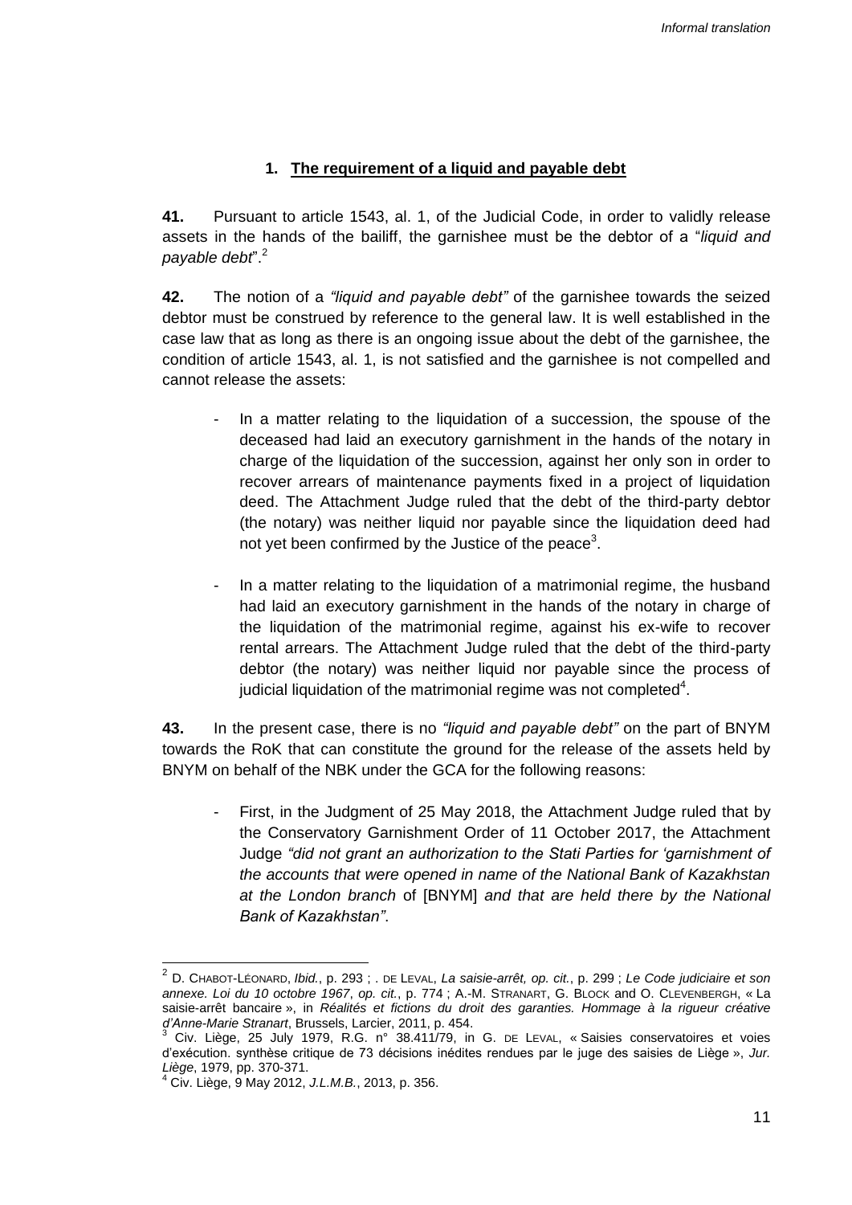### 1. The requirement of a liquid and payable debt

**41.** Pursuant to article 1543, al. 1, of the Judicial Code, in order to validly release assets in the hands of the bailiff, the garnishee must be the debtor of a "*liquid and payable debt*".[2]

**42.** The notion of a *"liquid and payable debt"* of the garnishee towards the seized debtor must be construed by reference to the general law. It is well established in the case law that as long as there is an ongoing issue about the debt of the garnishee, the condition of article 1543, al. 1, is not satisfied and the garnishee is not compelled and cannot release the assets:

- In a matter relating to the liquidation of a succession, the spouse of the deceased had laid an executory garnishment in the hands of the notary in charge of the liquidation of the succession, against her only son in order to recover arrears of maintenance payments fixed in a project of liquidation deed. The Attachment Judge ruled that the debt of the third-party debtor (the notary) was neither liquid nor payable since the liquidation deed had not yet been confirmed by the Justice of the peace[3].

- In a matter relating to the liquidation of a matrimonial regime, the husband had laid an executory garnishment in the hands of the notary in charge of the liquidation of the matrimonial regime, against his ex-wife to recover rental arrears. The Attachment Judge ruled that the debt of the third-party debtor (the notary) was neither liquid nor payable since the process of judicial liquidation of the matrimonial regime was not completed[4].

**43.** In the present case, there is no *"liquid and payable debt"* on the part of BNYM towards the RoK that can constitute the ground for the release of the assets held by BNYM on behalf of the NBK under the GCA for the following reasons:

- First, in the Judgment of 25 May 2018, the Attachment Judge ruled that by the Conservatory Garnishment Order of 11 October 2017, the Attachment Judge *"did not grant an authorization to the Stati Parties for 'garnishment of the accounts that were opened in name of the National Bank of Kazakhstan at the London branch* of [BNYM] *and that are held there by the National Bank of Kazakhstan"*.

---

[2] D. CHABOT-LÉONARD, *Ibid.*, p. 293 ; . DE LEVAL, *La saisie-arrêt, op. cit.*, p. 299 ; *Le Code judiciaire et son annexe. Loi du 10 octobre 1967*, *op. cit.*, p. 774 ; A.-M. STRANART, G. BLOCK and O. CLEVENBERGH, « La saisie-arrêt bancaire », in *Réalités et fictions du droit des garanties. Hommage à la rigueur créative d'Anne-Marie Stranart*, Brussels, Larcier, 2011, p. 454.

[3] Civ. Liège, 25 July 1979, R.G. n° 38.411/79, in G. DE LEVAL, « Saisies conservatoires et voies d'exécution. synthèse critique de 73 décisions inédites rendues par le juge des saisies de Liège », *Jur. Liège*, 1979, pp. 370-371.

[4] Civ. Liège, 9 May 2012, *J.L.M.B.*, 2013, p. 356.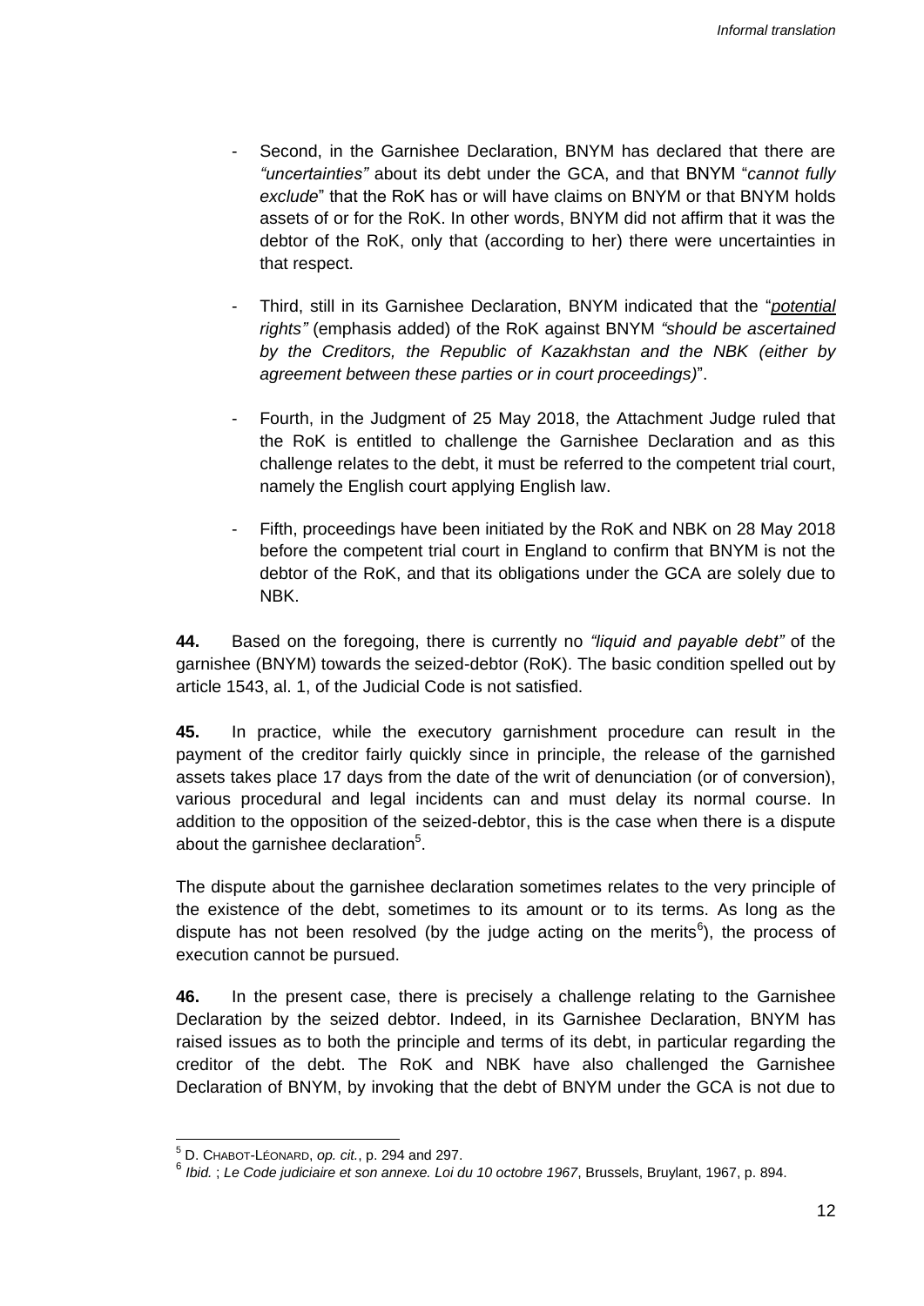- Second, in the Garnishee Declaration, BNYM has declared that there are *"uncertainties"* about its debt under the GCA, and that BNYM "*cannot fully exclude*" that the RoK has or will have claims on BNYM or that BNYM holds assets of or for the RoK. In other words, BNYM did not affirm that it was the debtor of the RoK, only that (according to her) there were uncertainties in that respect.

- Third, still in its Garnishee Declaration, BNYM indicated that the "*potential rights"* (emphasis added) of the RoK against BNYM *"should be ascertained by the Creditors, the Republic of Kazakhstan and the NBK (either by agreement between these parties or in court proceedings)*".

- Fourth, in the Judgment of 25 May 2018, the Attachment Judge ruled that the RoK is entitled to challenge the Garnishee Declaration and as this challenge relates to the debt, it must be referred to the competent trial court, namely the English court applying English law.

- Fifth, proceedings have been initiated by the RoK and NBK on 28 May 2018 before the competent trial court in England to confirm that BNYM is not the debtor of the RoK, and that its obligations under the GCA are solely due to NBK.

**44.** Based on the foregoing, there is currently no *"liquid and payable debt"* of the garnishee (BNYM) towards the seized-debtor (RoK). The basic condition spelled out by article 1543, al. 1, of the Judicial Code is not satisfied.

**45.** In practice, while the executory garnishment procedure can result in the payment of the creditor fairly quickly since in principle, the release of the garnished assets takes place 17 days from the date of the writ of denunciation (or of conversion), various procedural and legal incidents can and must delay its normal course. In addition to the opposition of the seized-debtor, this is the case when there is a dispute about the garnishee declaration[5].

The dispute about the garnishee declaration sometimes relates to the very principle of the existence of the debt, sometimes to its amount or to its terms. As long as the dispute has not been resolved (by the judge acting on the merits[6]), the process of execution cannot be pursued.

**46.** In the present case, there is precisely a challenge relating to the Garnishee Declaration by the seized debtor. Indeed, in its Garnishee Declaration, BNYM has raised issues as to both the principle and terms of its debt, in particular regarding the creditor of the debt. The RoK and NBK have also challenged the Garnishee Declaration of BNYM, by invoking that the debt of BNYM under the GCA is not due to

---

[5] D. CHABOT-LÉONARD, *op. cit.*, p. 294 and 297.

[6] *Ibid.* ; *Le Code judiciaire et son annexe. Loi du 10 octobre 1967*, Brussels, Bruylant, 1967, p. 894.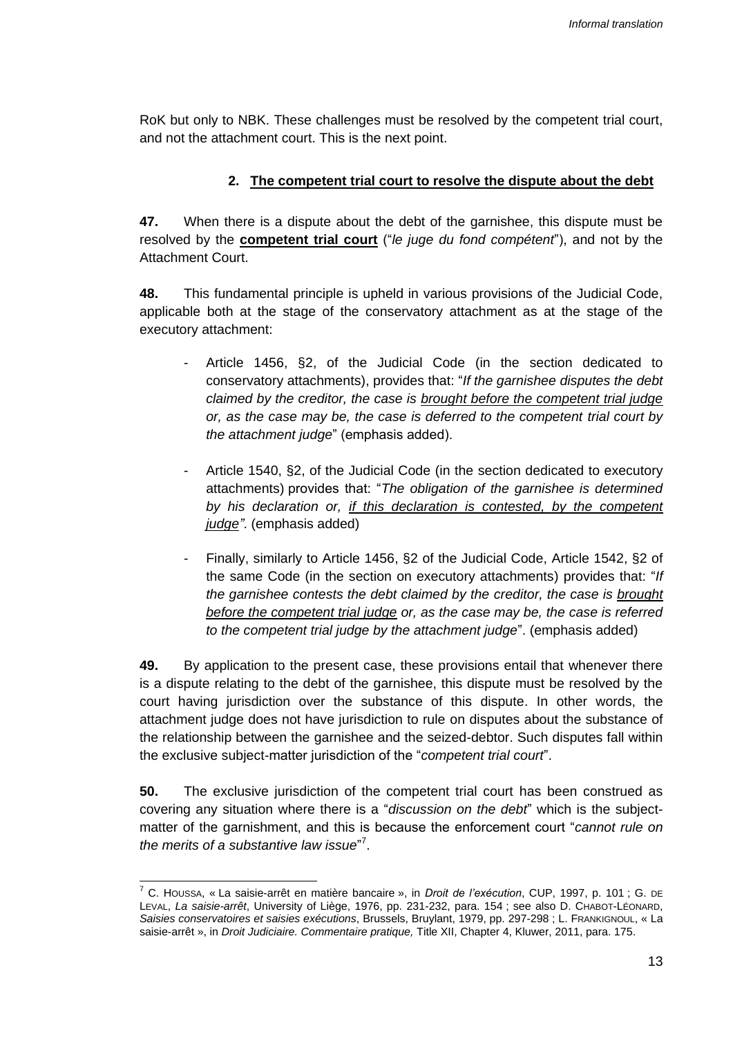RoK but only to NBK. These challenges must be resolved by the competent trial court, and not the attachment court. This is the next point.

### 2. <u>The competent trial court to resolve the dispute about the debt</u>

**47.** When there is a dispute about the debt of the garnishee, this dispute must be resolved by the **<u>competent trial court</u>** ("*le juge du fond compétent*"), and not by the Attachment Court.

**48.** This fundamental principle is upheld in various provisions of the Judicial Code, applicable both at the stage of the conservatory attachment as at the stage of the executory attachment:

- Article 1456, §2, of the Judicial Code (in the section dedicated to conservatory attachments), provides that: "*If the garnishee disputes the debt claimed by the creditor, the case is <u>brought before the competent trial judge</u> or, as the case may be, the case is deferred to the competent trial court by the attachment judge*" (emphasis added).

- Article 1540, §2, of the Judicial Code (in the section dedicated to executory attachments) provides that: "*The obligation of the garnishee is determined by his declaration or, <u>if this declaration is contested, by the competent judge</u>"*. (emphasis added)

- Finally, similarly to Article 1456, §2 of the Judicial Code, Article 1542, §2 of the same Code (in the section on executory attachments) provides that: "*If the garnishee contests the debt claimed by the creditor, the case is <u>brought before the competent trial judge</u> or, as the case may be, the case is referred to the competent trial judge by the attachment judge*". (emphasis added)

**49.** By application to the present case, these provisions entail that whenever there is a dispute relating to the debt of the garnishee, this dispute must be resolved by the court having jurisdiction over the substance of this dispute. In other words, the attachment judge does not have jurisdiction to rule on disputes about the substance of the relationship between the garnishee and the seized-debtor. Such disputes fall within the exclusive subject-matter jurisdiction of the "*competent trial court*".

**50.** The exclusive jurisdiction of the competent trial court has been construed as covering any situation where there is a "*discussion on the debt*" which is the subject-matter of the garnishment, and this is because the enforcement court "*cannot rule on the merits of a substantive law issue*"[7].

---

[7] C. Houssa, « La saisie-arrêt en matière bancaire », in *Droit de l'exécution*, CUP, 1997, p. 101 ; G. de Leval, *La saisie-arrêt*, University of Liège, 1976, pp. 231-232, para. 154 ; see also D. Chabot-Léonard, *Saisies conservatoires et saisies exécutions*, Brussels, Bruylant, 1979, pp. 297-298 ; L. Frankignoul, « La saisie-arrêt », in *Droit Judiciaire. Commentaire pratique,* Title XII, Chapter 4, Kluwer, 2011, para. 175.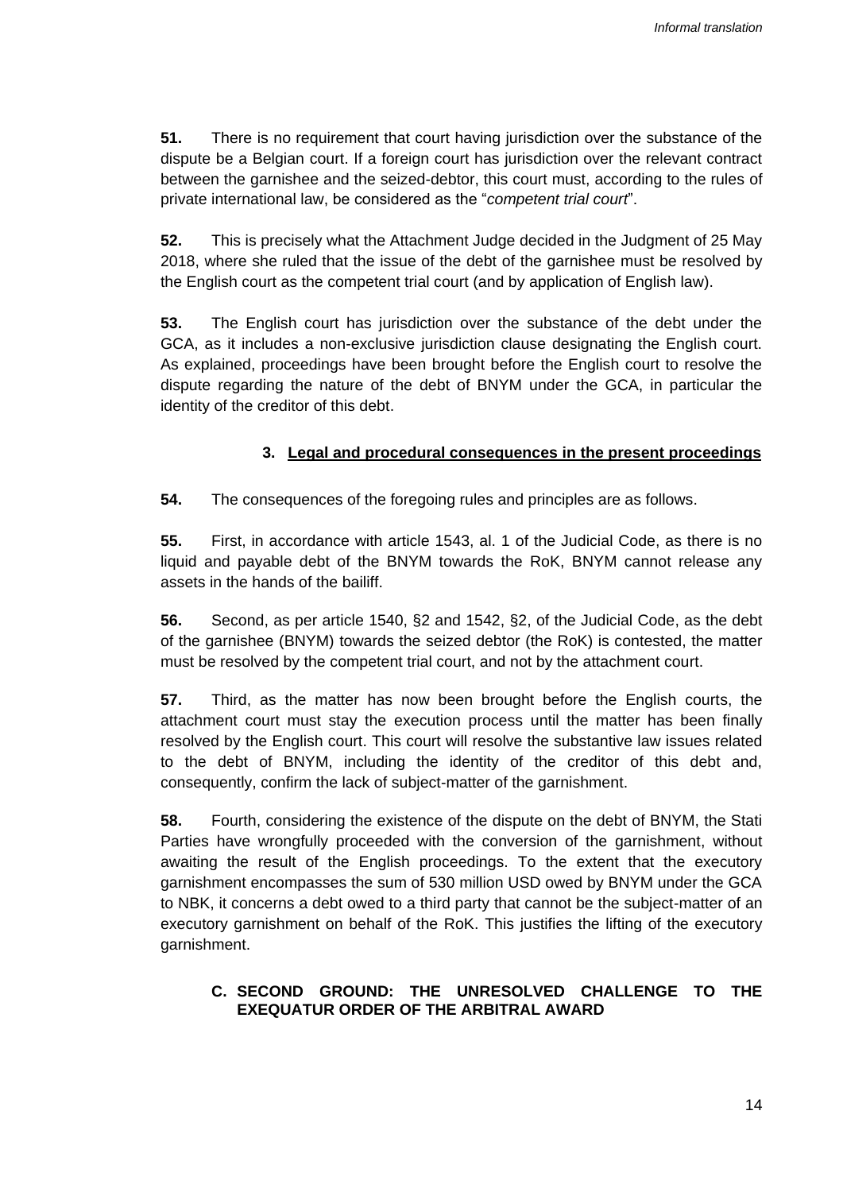**51.** There is no requirement that court having jurisdiction over the substance of the dispute be a Belgian court. If a foreign court has jurisdiction over the relevant contract between the garnishee and the seized-debtor, this court must, according to the rules of private international law, be considered as the "*competent trial court*".

**52.** This is precisely what the Attachment Judge decided in the Judgment of 25 May 2018, where she ruled that the issue of the debt of the garnishee must be resolved by the English court as the competent trial court (and by application of English law).

**53.** The English court has jurisdiction over the substance of the debt under the GCA, as it includes a non-exclusive jurisdiction clause designating the English court. As explained, proceedings have been brought before the English court to resolve the dispute regarding the nature of the debt of BNYM under the GCA, in particular the identity of the creditor of this debt.

### 3. Legal and procedural consequences in the present proceedings

**54.** The consequences of the foregoing rules and principles are as follows.

**55.** First, in accordance with article 1543, al. 1 of the Judicial Code, as there is no liquid and payable debt of the BNYM towards the RoK, BNYM cannot release any assets in the hands of the bailiff.

**56.** Second, as per article 1540, §2 and 1542, §2, of the Judicial Code, as the debt of the garnishee (BNYM) towards the seized debtor (the RoK) is contested, the matter must be resolved by the competent trial court, and not by the attachment court.

**57.** Third, as the matter has now been brought before the English courts, the attachment court must stay the execution process until the matter has been finally resolved by the English court. This court will resolve the substantive law issues related to the debt of BNYM, including the identity of the creditor of this debt and, consequently, confirm the lack of subject-matter of the garnishment.

**58.** Fourth, considering the existence of the dispute on the debt of BNYM, the Stati Parties have wrongfully proceeded with the conversion of the garnishment, without awaiting the result of the English proceedings. To the extent that the executory garnishment encompasses the sum of 530 million USD owed by BNYM under the GCA to NBK, it concerns a debt owed to a third party that cannot be the subject-matter of an executory garnishment on behalf of the RoK. This justifies the lifting of the executory garnishment.

## C. SECOND GROUND: THE UNRESOLVED CHALLENGE TO THE EXEQUATUR ORDER OF THE ARBITRAL AWARD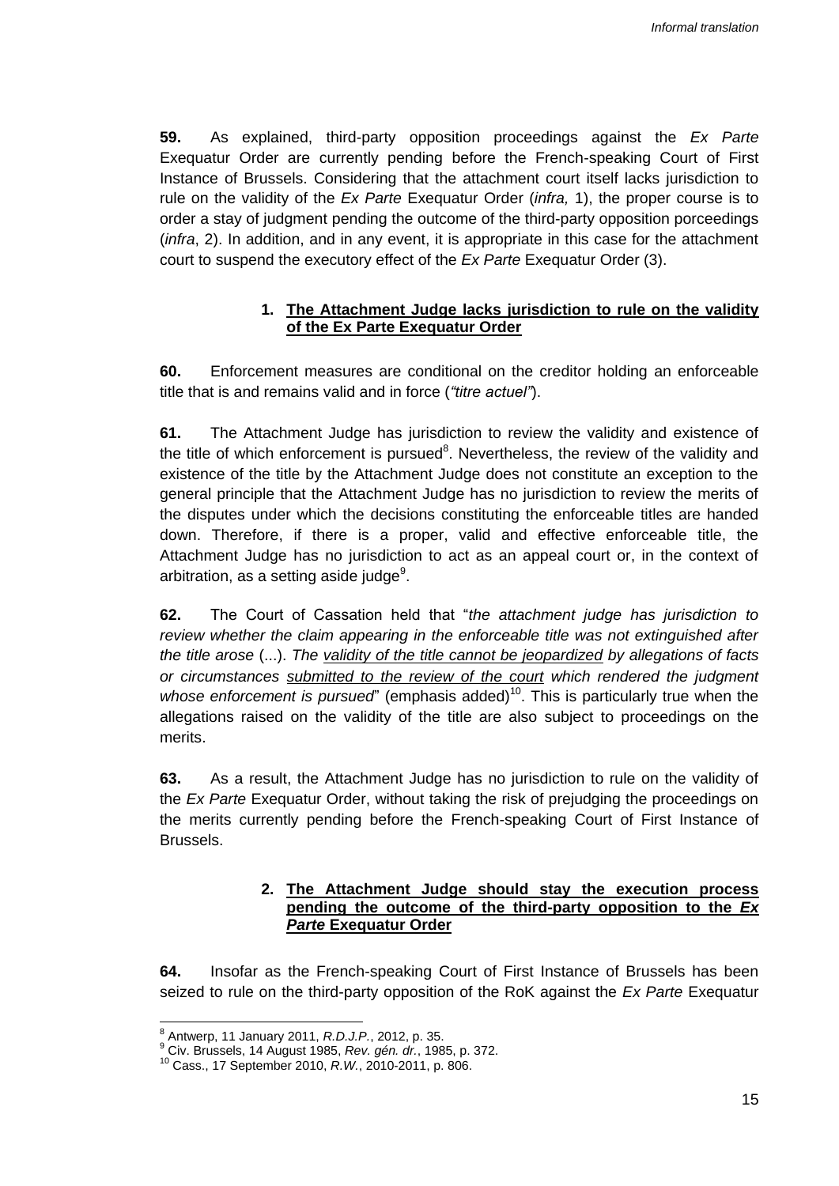**59.** As explained, third-party opposition proceedings against the *Ex Parte* Exequatur Order are currently pending before the French-speaking Court of First Instance of Brussels. Considering that the attachment court itself lacks jurisdiction to rule on the validity of the *Ex Parte* Exequatur Order (*infra,* 1), the proper course is to order a stay of judgment pending the outcome of the third-party opposition porceedings (*infra*, 2). In addition, and in any event, it is appropriate in this case for the attachment court to suspend the executory effect of the *Ex Parte* Exequatur Order (3).

### 1. <u>The Attachment Judge lacks jurisdiction to rule on the validity of the Ex Parte Exequatur Order</u>

**60.** Enforcement measures are conditional on the creditor holding an enforceable title that is and remains valid and in force (*"titre actuel"*).

**61.** The Attachment Judge has jurisdiction to review the validity and existence of the title of which enforcement is pursued[8]. Nevertheless, the review of the validity and existence of the title by the Attachment Judge does not constitute an exception to the general principle that the Attachment Judge has no jurisdiction to review the merits of the disputes under which the decisions constituting the enforceable titles are handed down. Therefore, if there is a proper, valid and effective enforceable title, the Attachment Judge has no jurisdiction to act as an appeal court or, in the context of arbitration, as a setting aside judge[9].

**62.** The Court of Cassation held that "*the attachment judge has jurisdiction to review whether the claim appearing in the enforceable title was not extinguished after the title arose* (...). *The <u>validity of the title cannot be jeopardized</u> by allegations of facts or circumstances <u>submitted to the review of the court</u> which rendered the judgment whose enforcement is pursued*" (emphasis added)[10]. This is particularly true when the allegations raised on the validity of the title are also subject to proceedings on the merits.

**63.** As a result, the Attachment Judge has no jurisdiction to rule on the validity of the *Ex Parte* Exequatur Order, without taking the risk of prejudging the proceedings on the merits currently pending before the French-speaking Court of First Instance of Brussels.

### 2. <u>The Attachment Judge should stay the execution process pending the outcome of the third-party opposition to the *Ex Parte* Exequatur Order</u>

**64.** Insofar as the French-speaking Court of First Instance of Brussels has been seized to rule on the third-party opposition of the RoK against the *Ex Parte* Exequatur

---

[8] Antwerp, 11 January 2011, *R.D.J.P.*, 2012, p. 35.

[9] Civ. Brussels, 14 August 1985, *Rev. gén. dr.*, 1985, p. 372.

[10] Cass., 17 September 2010, *R.W.*, 2010-2011, p. 806.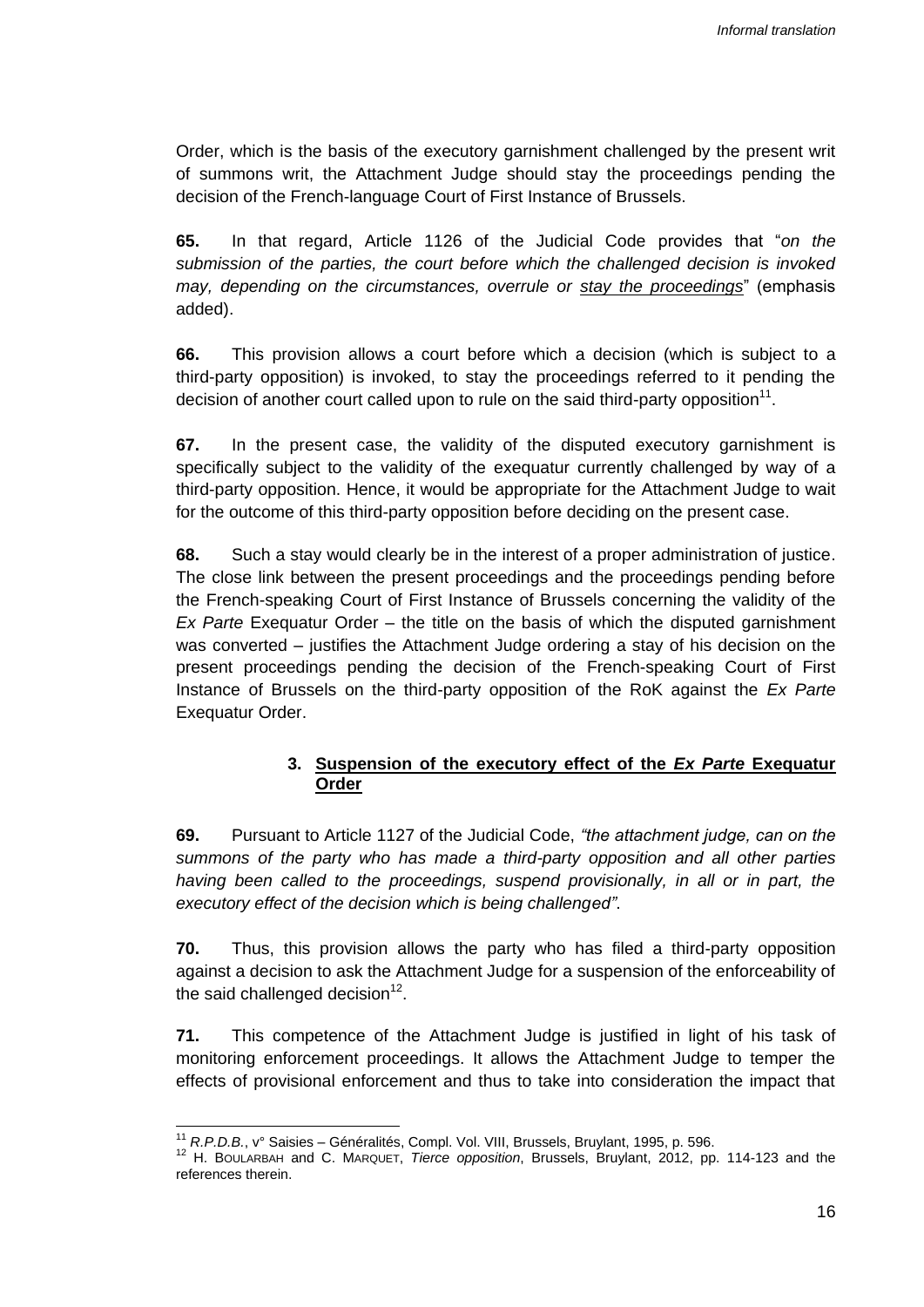Order, which is the basis of the executory garnishment challenged by the present writ of summons writ, the Attachment Judge should stay the proceedings pending the decision of the French-language Court of First Instance of Brussels.

**65.** In that regard, Article 1126 of the Judicial Code provides that "*on the submission of the parties, the court before which the challenged decision is invoked may, depending on the circumstances, overrule or stay the proceedings*" (emphasis added).

**66.** This provision allows a court before which a decision (which is subject to a third-party opposition) is invoked, to stay the proceedings referred to it pending the decision of another court called upon to rule on the said third-party opposition[11].

**67.** In the present case, the validity of the disputed executory garnishment is specifically subject to the validity of the exequatur currently challenged by way of a third-party opposition. Hence, it would be appropriate for the Attachment Judge to wait for the outcome of this third-party opposition before deciding on the present case.

**68.** Such a stay would clearly be in the interest of a proper administration of justice. The close link between the present proceedings and the proceedings pending before the French-speaking Court of First Instance of Brussels concerning the validity of the *Ex Parte* Exequatur Order – the title on the basis of which the disputed garnishment was converted – justifies the Attachment Judge ordering a stay of his decision on the present proceedings pending the decision of the French-speaking Court of First Instance of Brussels on the third-party opposition of the RoK against the *Ex Parte* Exequatur Order.

### 3. Suspension of the executory effect of the *Ex Parte* Exequatur Order

**69.** Pursuant to Article 1127 of the Judicial Code, *"the attachment judge, can on the summons of the party who has made a third-party opposition and all other parties having been called to the proceedings, suspend provisionally, in all or in part, the executory effect of the decision which is being challenged"*.

**70.** Thus, this provision allows the party who has filed a third-party opposition against a decision to ask the Attachment Judge for a suspension of the enforceability of the said challenged decision[12].

**71.** This competence of the Attachment Judge is justified in light of his task of monitoring enforcement proceedings. It allows the Attachment Judge to temper the effects of provisional enforcement and thus to take into consideration the impact that

---

[11] *R.P.D.B.*, v° Saisies – Généralités, Compl. Vol. VIII, Brussels, Bruylant, 1995, p. 596.

[12] H. Boularbah and C. Marquet, *Tierce opposition*, Brussels, Bruylant, 2012, pp. 114-123 and the references therein.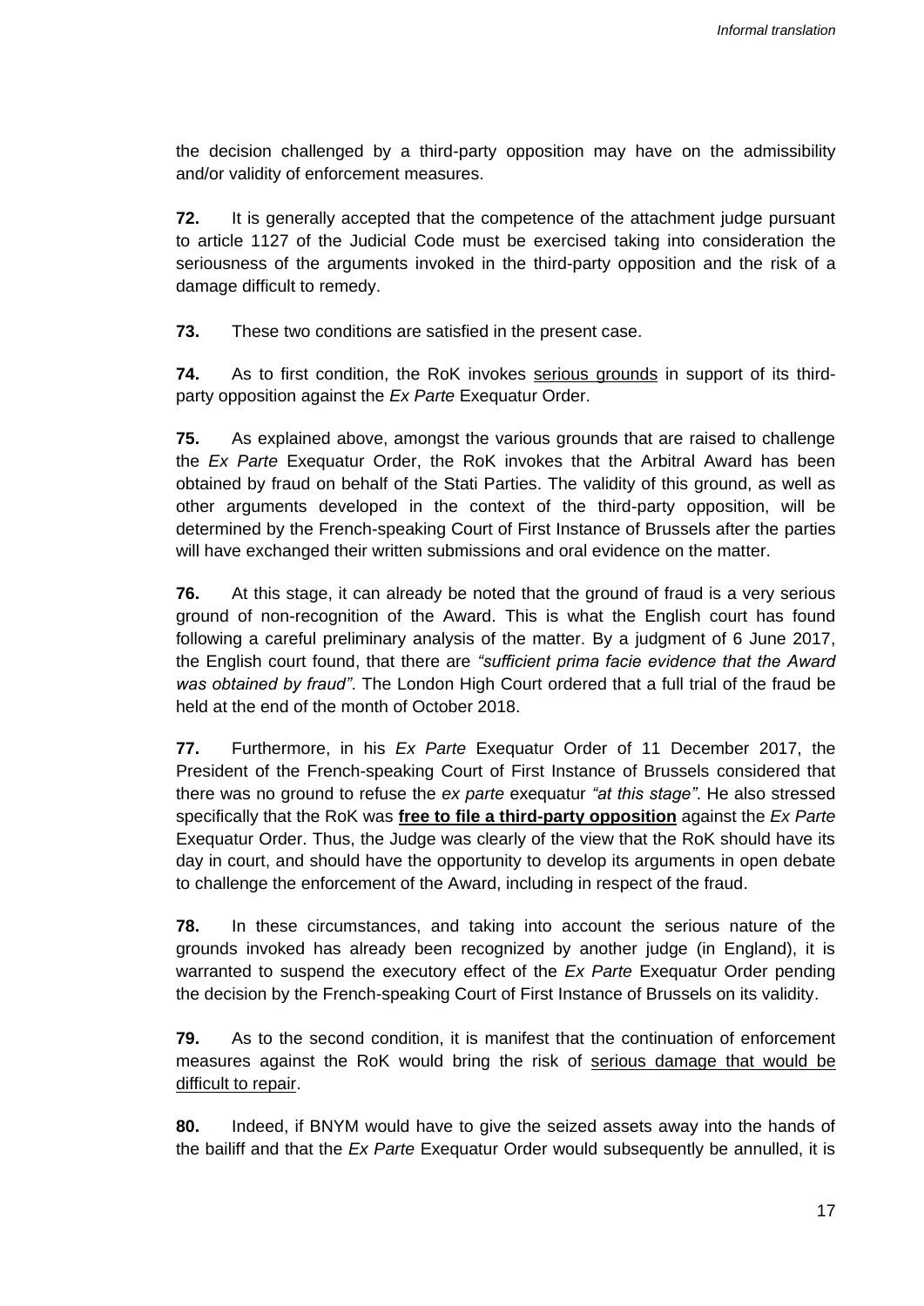the decision challenged by a third-party opposition may have on the admissibility and/or validity of enforcement measures.

**72.** It is generally accepted that the competence of the attachment judge pursuant to article 1127 of the Judicial Code must be exercised taking into consideration the seriousness of the arguments invoked in the third-party opposition and the risk of a damage difficult to remedy.

**73.** These two conditions are satisfied in the present case.

**74.** As to first condition, the RoK invokes <u>serious grounds</u> in support of its third-party opposition against the *Ex Parte* Exequatur Order.

**75.** As explained above, amongst the various grounds that are raised to challenge the *Ex Parte* Exequatur Order, the RoK invokes that the Arbitral Award has been obtained by fraud on behalf of the Stati Parties. The validity of this ground, as well as other arguments developed in the context of the third-party opposition, will be determined by the French-speaking Court of First Instance of Brussels after the parties will have exchanged their written submissions and oral evidence on the matter.

**76.** At this stage, it can already be noted that the ground of fraud is a very serious ground of non-recognition of the Award. This is what the English court has found following a careful preliminary analysis of the matter. By a judgment of 6 June 2017, the English court found, that there are *"sufficient prima facie evidence that the Award was obtained by fraud"*. The London High Court ordered that a full trial of the fraud be held at the end of the month of October 2018.

**77.** Furthermore, in his *Ex Parte* Exequatur Order of 11 December 2017, the President of the French-speaking Court of First Instance of Brussels considered that there was no ground to refuse the *ex parte* exequatur *"at this stage"*. He also stressed specifically that the RoK was **<u>free to file a third-party opposition</u>** against the *Ex Parte* Exequatur Order. Thus, the Judge was clearly of the view that the RoK should have its day in court, and should have the opportunity to develop its arguments in open debate to challenge the enforcement of the Award, including in respect of the fraud.

**78.** In these circumstances, and taking into account the serious nature of the grounds invoked has already been recognized by another judge (in England), it is warranted to suspend the executory effect of the *Ex Parte* Exequatur Order pending the decision by the French-speaking Court of First Instance of Brussels on its validity.

**79.** As to the second condition, it is manifest that the continuation of enforcement measures against the RoK would bring the risk of <u>serious damage that would be difficult to repair</u>.

**80.** Indeed, if BNYM would have to give the seized assets away into the hands of the bailiff and that the *Ex Parte* Exequatur Order would subsequently be annulled, it is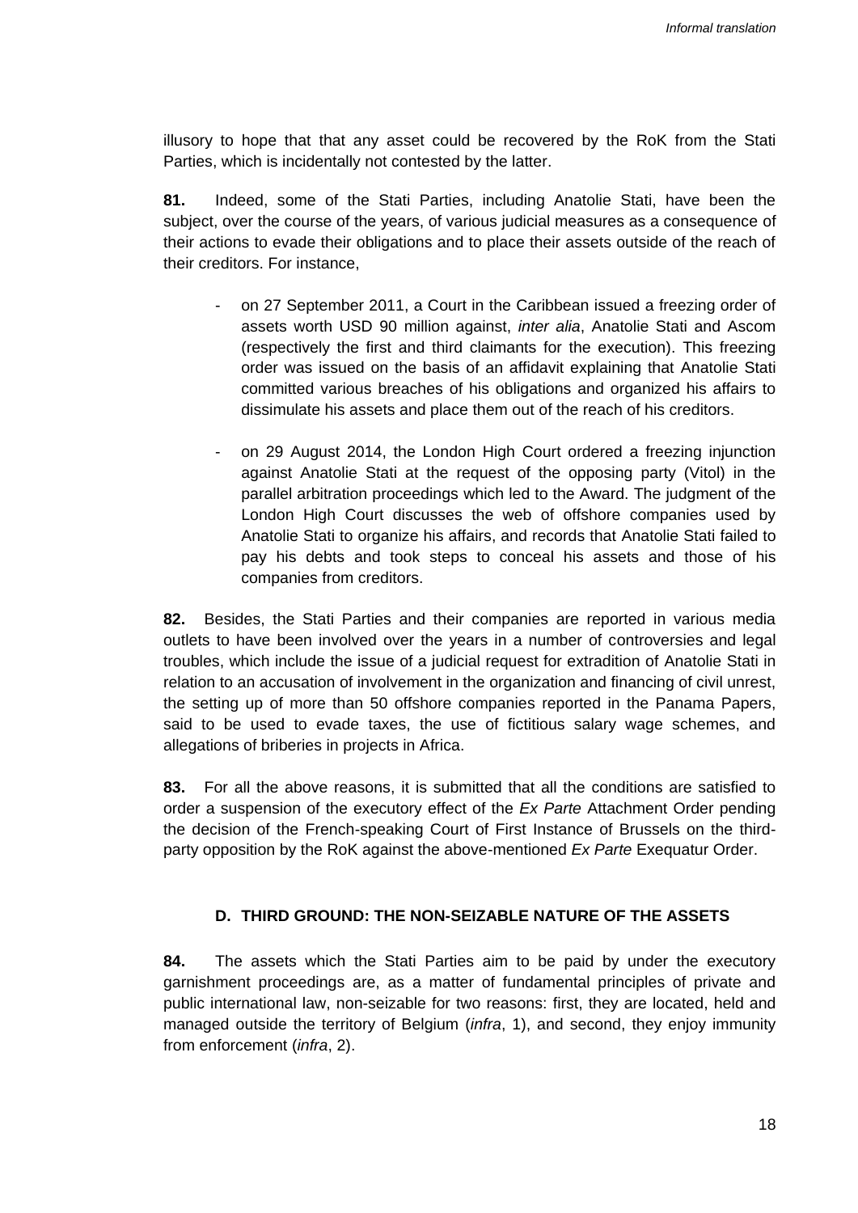illusory to hope that that any asset could be recovered by the RoK from the Stati Parties, which is incidentally not contested by the latter.

**81.** Indeed, some of the Stati Parties, including Anatolie Stati, have been the subject, over the course of the years, of various judicial measures as a consequence of their actions to evade their obligations and to place their assets outside of the reach of their creditors. For instance,

- on 27 September 2011, a Court in the Caribbean issued a freezing order of assets worth USD 90 million against, *inter alia*, Anatolie Stati and Ascom (respectively the first and third claimants for the execution). This freezing order was issued on the basis of an affidavit explaining that Anatolie Stati committed various breaches of his obligations and organized his affairs to dissimulate his assets and place them out of the reach of his creditors.

- on 29 August 2014, the London High Court ordered a freezing injunction against Anatolie Stati at the request of the opposing party (Vitol) in the parallel arbitration proceedings which led to the Award. The judgment of the London High Court discusses the web of offshore companies used by Anatolie Stati to organize his affairs, and records that Anatolie Stati failed to pay his debts and took steps to conceal his assets and those of his companies from creditors.

**82.** Besides, the Stati Parties and their companies are reported in various media outlets to have been involved over the years in a number of controversies and legal troubles, which include the issue of a judicial request for extradition of Anatolie Stati in relation to an accusation of involvement in the organization and financing of civil unrest, the setting up of more than 50 offshore companies reported in the Panama Papers, said to be used to evade taxes, the use of fictitious salary wage schemes, and allegations of briberies in projects in Africa.

**83.** For all the above reasons, it is submitted that all the conditions are satisfied to order a suspension of the executory effect of the *Ex Parte* Attachment Order pending the decision of the French-speaking Court of First Instance of Brussels on the third-party opposition by the RoK against the above-mentioned *Ex Parte* Exequatur Order.

### D. THIRD GROUND: THE NON-SEIZABLE NATURE OF THE ASSETS

**84.** The assets which the Stati Parties aim to be paid by under the executory garnishment proceedings are, as a matter of fundamental principles of private and public international law, non-seizable for two reasons: first, they are located, held and managed outside the territory of Belgium (*infra*, 1), and second, they enjoy immunity from enforcement (*infra*, 2).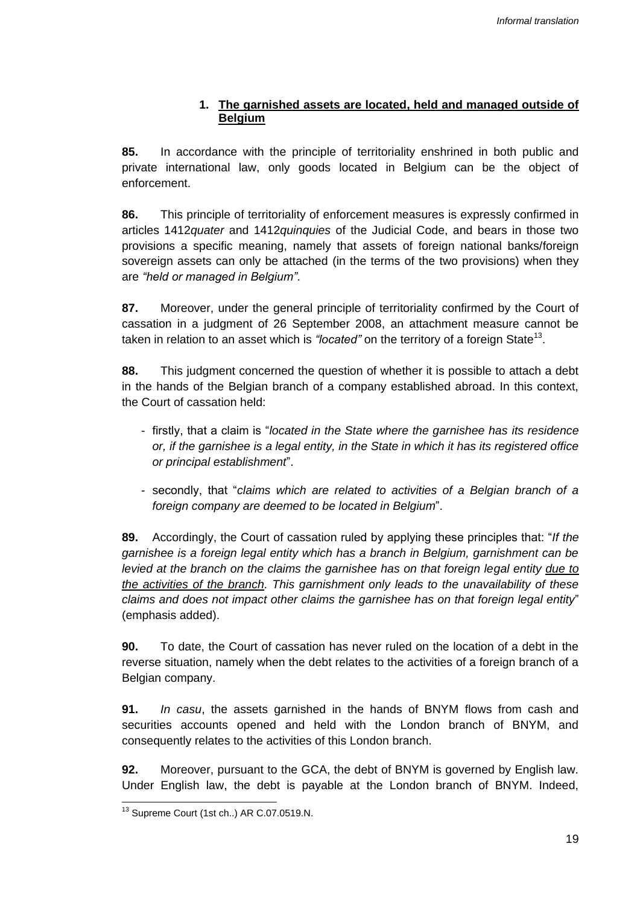### 1. **<u>The garnished assets are located, held and managed outside of Belgium</u>**

**85.** In accordance with the principle of territoriality enshrined in both public and private international law, only goods located in Belgium can be the object of enforcement.

**86.** This principle of territoriality of enforcement measures is expressly confirmed in articles 1412*quater* and 1412*quinquies* of the Judicial Code, and bears in those two provisions a specific meaning, namely that assets of foreign national banks/foreign sovereign assets can only be attached (in the terms of the two provisions) when they are *"held or managed in Belgium"*.

**87.** Moreover, under the general principle of territoriality confirmed by the Court of cassation in a judgment of 26 September 2008, an attachment measure cannot be taken in relation to an asset which is *"located"* on the territory of a foreign State[13].

**88.** This judgment concerned the question of whether it is possible to attach a debt in the hands of the Belgian branch of a company established abroad. In this context, the Court of cassation held:

- firstly, that a claim is "*located in the State where the garnishee has its residence or, if the garnishee is a legal entity, in the State in which it has its registered office or principal establishment*".
- secondly, that "*claims which are related to activities of a Belgian branch of a foreign company are deemed to be located in Belgium*".

**89.** Accordingly, the Court of cassation ruled by applying these principles that: "*If the garnishee is a foreign legal entity which has a branch in Belgium, garnishment can be levied at the branch on the claims the garnishee has on that foreign legal entity <u>due to the activities of the branch</u>. This garnishment only leads to the unavailability of these claims and does not impact other claims the garnishee has on that foreign legal entity*" (emphasis added).

**90.** To date, the Court of cassation has never ruled on the location of a debt in the reverse situation, namely when the debt relates to the activities of a foreign branch of a Belgian company.

**91.** *In casu*, the assets garnished in the hands of BNYM flows from cash and securities accounts opened and held with the London branch of BNYM, and consequently relates to the activities of this London branch.

**92.** Moreover, pursuant to the GCA, the debt of BNYM is governed by English law. Under English law, the debt is payable at the London branch of BNYM. Indeed,

[13] Supreme Court (1st ch..) AR C.07.0519.N.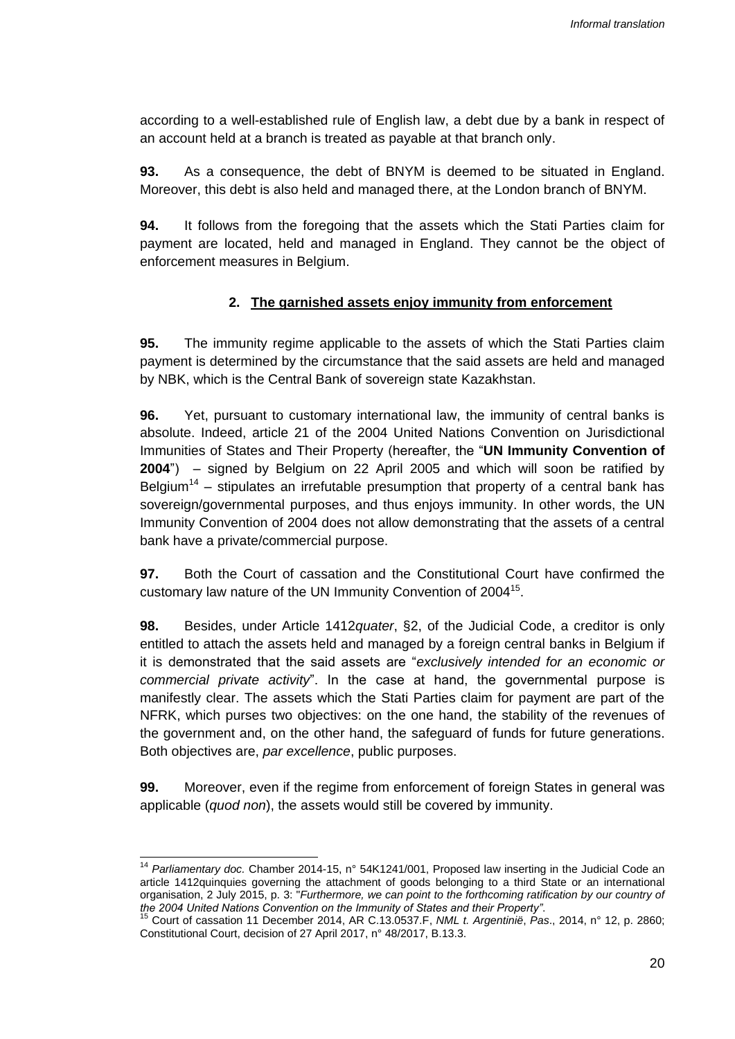according to a well-established rule of English law, a debt due by a bank in respect of an account held at a branch is treated as payable at that branch only.

**93.** As a consequence, the debt of BNYM is deemed to be situated in England. Moreover, this debt is also held and managed there, at the London branch of BNYM.

**94.** It follows from the foregoing that the assets which the Stati Parties claim for payment are located, held and managed in England. They cannot be the object of enforcement measures in Belgium.

### 2. <u>The garnished assets enjoy immunity from enforcement</u>

**95.** The immunity regime applicable to the assets of which the Stati Parties claim payment is determined by the circumstance that the said assets are held and managed by NBK, which is the Central Bank of sovereign state Kazakhstan.

**96.** Yet, pursuant to customary international law, the immunity of central banks is absolute. Indeed, article 21 of the 2004 United Nations Convention on Jurisdictional Immunities of States and Their Property (hereafter, the "**UN Immunity Convention of 2004**") – signed by Belgium on 22 April 2005 and which will soon be ratified by Belgium[14] – stipulates an irrefutable presumption that property of a central bank has sovereign/governmental purposes, and thus enjoys immunity. In other words, the UN Immunity Convention of 2004 does not allow demonstrating that the assets of a central bank have a private/commercial purpose.

**97.** Both the Court of cassation and the Constitutional Court have confirmed the customary law nature of the UN Immunity Convention of 2004[15].

**98.** Besides, under Article 1412*quater*, §2, of the Judicial Code, a creditor is only entitled to attach the assets held and managed by a foreign central banks in Belgium if it is demonstrated that the said assets are "*exclusively intended for an economic or commercial private activity*". In the case at hand, the governmental purpose is manifestly clear. The assets which the Stati Parties claim for payment are part of the NFRK, which purses two objectives: on the one hand, the stability of the revenues of the government and, on the other hand, the safeguard of funds for future generations. Both objectives are, *par excellence*, public purposes.

**99.** Moreover, even if the regime from enforcement of foreign States in general was applicable (*quod non*), the assets would still be covered by immunity.

---

[14] *Parliamentary doc.* Chamber 2014-15, n° 54K1241/001, Proposed law inserting in the Judicial Code an article 1412quinquies governing the attachment of goods belonging to a third State or an international organisation, 2 July 2015, p. 3: "*Furthermore, we can point to the forthcoming ratification by our country of the 2004 United Nations Convention on the Immunity of States and their Property"*.

[15] Court of cassation 11 December 2014, AR C.13.0537.F, *NML t. Argentinië*, *Pas*., 2014, n° 12, p. 2860; Constitutional Court, decision of 27 April 2017, n° 48/2017, B.13.3.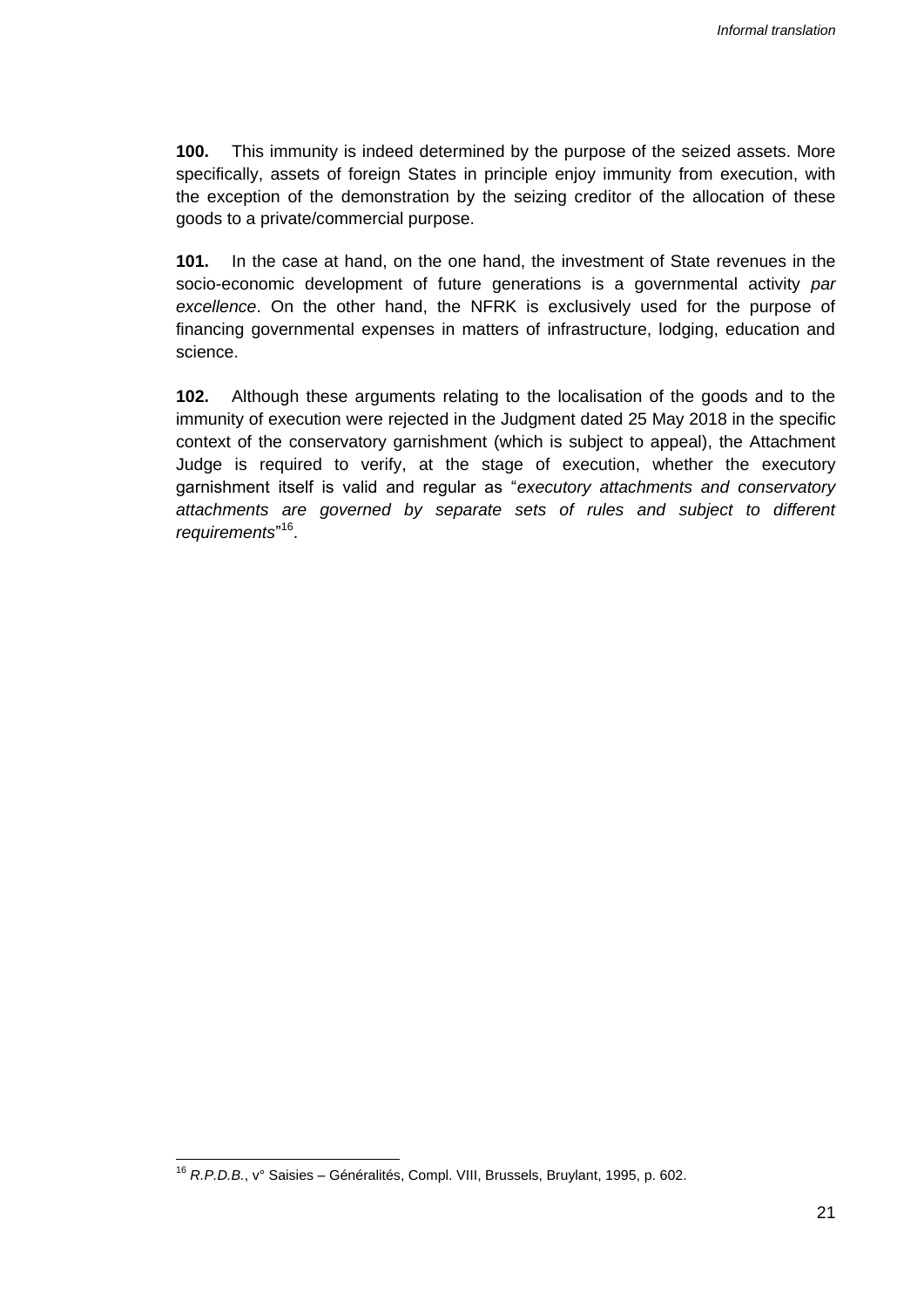**100.** This immunity is indeed determined by the purpose of the seized assets. More specifically, assets of foreign States in principle enjoy immunity from execution, with the exception of the demonstration by the seizing creditor of the allocation of these goods to a private/commercial purpose.

**101.** In the case at hand, on the one hand, the investment of State revenues in the socio-economic development of future generations is a governmental activity *par excellence*. On the other hand, the NFRK is exclusively used for the purpose of financing governmental expenses in matters of infrastructure, lodging, education and science.

**102.** Although these arguments relating to the localisation of the goods and to the immunity of execution were rejected in the Judgment dated 25 May 2018 in the specific context of the conservatory garnishment (which is subject to appeal), the Attachment Judge is required to verify, at the stage of execution, whether the executory garnishment itself is valid and regular as "*executory attachments and conservatory attachments are governed by separate sets of rules and subject to different requirements*"[16].

---

[16] *R.P.D.B.*, v° Saisies – Généralités, Compl. VIII, Brussels, Bruylant, 1995, p. 602.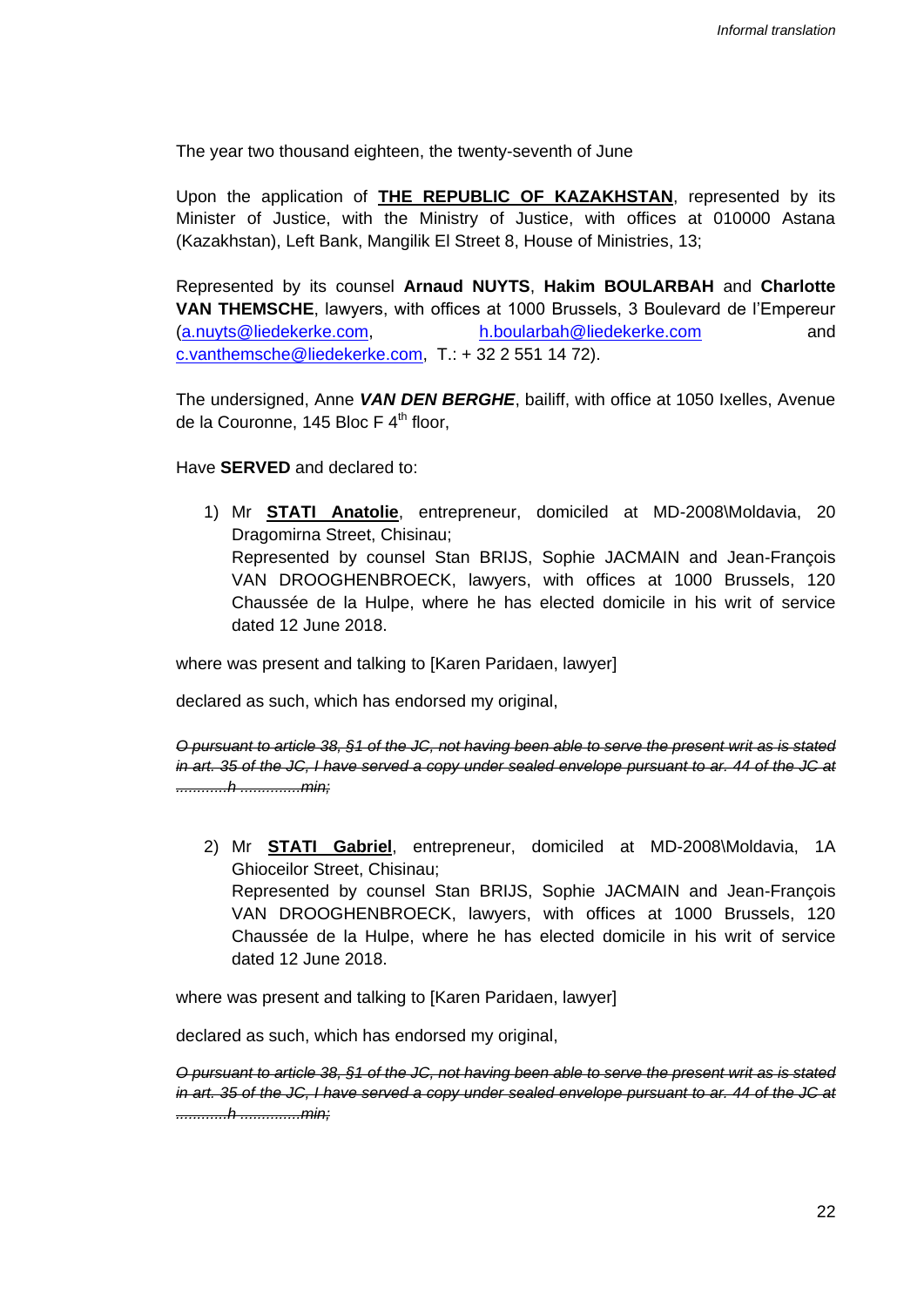The year two thousand eighteen, the twenty-seventh of June

Upon the application of **THE REPUBLIC OF KAZAKHSTAN**, represented by its Minister of Justice, with the Ministry of Justice, with offices at 010000 Astana (Kazakhstan), Left Bank, Mangilik El Street 8, House of Ministries, 13;

Represented by its counsel **Arnaud NUYTS**, **Hakim BOULARBAH** and **Charlotte VAN THEMSCHE**, lawyers, with offices at 1000 Brussels, 3 Boulevard de l'Empereur (a.nuyts@liedekerke.com, h.boularbah@liedekerke.com and c.vanthemsche@liedekerke.com, T.: + 32 2 551 14 72).

The undersigned, Anne ***VAN DEN BERGHE***, bailiff, with office at 1050 Ixelles, Avenue de la Couronne, 145 Bloc F 4th floor,

Have **SERVED** and declared to:

1) Mr **STATI Anatolie**, entrepreneur, domiciled at MD-2008\Moldavia, 20 Dragomirna Street, Chisinau;
   Represented by counsel Stan BRIJS, Sophie JACMAIN and Jean-François VAN DROOGHENBROECK, lawyers, with offices at 1000 Brussels, 120 Chaussée de la Hulpe, where he has elected domicile in his writ of service dated 12 June 2018.

where was present and talking to [Karen Paridaen, lawyer]

declared as such, which has endorsed my original,

~~*O pursuant to article 38, §1 of the JC, not having been able to serve the present writ as is stated in art. 35 of the JC, I have served a copy under sealed envelope pursuant to ar. 44 of the JC at ...........h .............min;*~~

2) Mr **STATI Gabriel**, entrepreneur, domiciled at MD-2008\Moldavia, 1A Ghioceilor Street, Chisinau;
   Represented by counsel Stan BRIJS, Sophie JACMAIN and Jean-François VAN DROOGHENBROECK, lawyers, with offices at 1000 Brussels, 120 Chaussée de la Hulpe, where he has elected domicile in his writ of service dated 12 June 2018.

where was present and talking to [Karen Paridaen, lawyer]

declared as such, which has endorsed my original,

~~*O pursuant to article 38, §1 of the JC, not having been able to serve the present writ as is stated in art. 35 of the JC, I have served a copy under sealed envelope pursuant to ar. 44 of the JC at ...........h .............min;*~~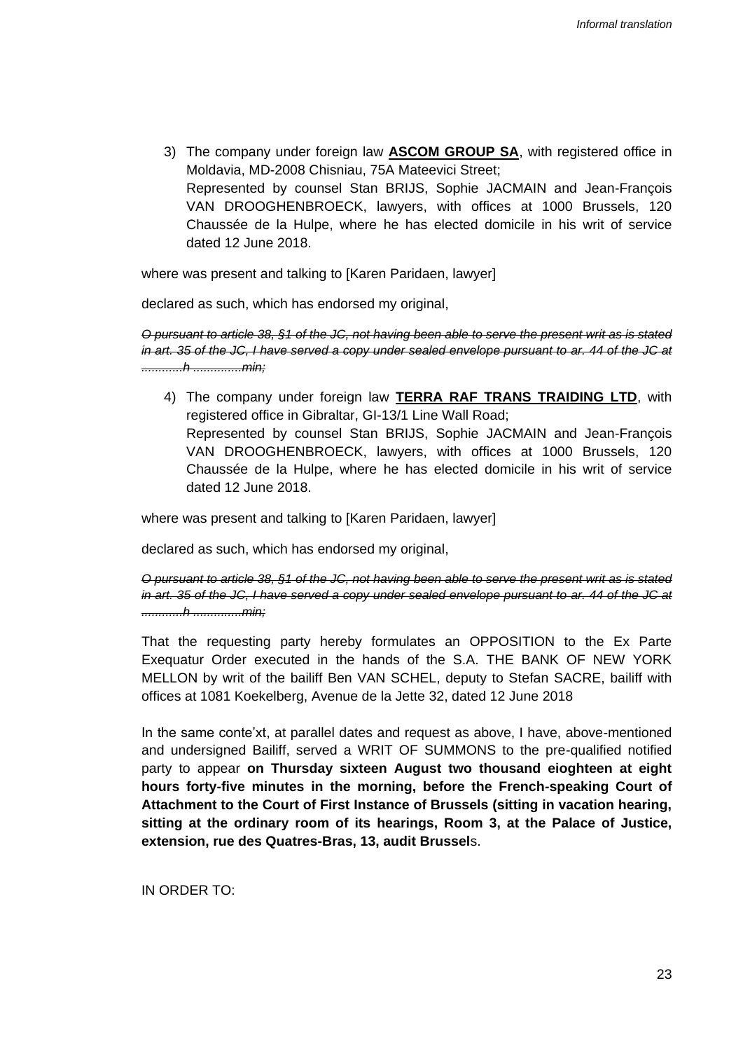3) The company under foreign law **ASCOM GROUP SA**, with registered office in Moldavia, MD-2008 Chisniau, 75A Mateevici Street;
   Represented by counsel Stan BRIJS, Sophie JACMAIN and Jean-François VAN DROOGHENBROECK, lawyers, with offices at 1000 Brussels, 120 Chaussée de la Hulpe, where he has elected domicile in his writ of service dated 12 June 2018.

where was present and talking to [Karen Paridaen, lawyer]

declared as such, which has endorsed my original,

~~*O pursuant to article 38, §1 of the JC, not having been able to serve the present writ as is stated in art. 35 of the JC, I have served a copy under sealed envelope pursuant to ar. 44 of the JC at ...........h .............min;*~~

4) The company under foreign law **TERRA RAF TRANS TRAIDING LTD**, with registered office in Gibraltar, GI-13/1 Line Wall Road;
   Represented by counsel Stan BRIJS, Sophie JACMAIN and Jean-François VAN DROOGHENBROECK, lawyers, with offices at 1000 Brussels, 120 Chaussée de la Hulpe, where he has elected domicile in his writ of service dated 12 June 2018.

where was present and talking to [Karen Paridaen, lawyer]

declared as such, which has endorsed my original,

~~*O pursuant to article 38, §1 of the JC, not having been able to serve the present writ as is stated in art. 35 of the JC, I have served a copy under sealed envelope pursuant to ar. 44 of the JC at ...........h .............min;*~~

That the requesting party hereby formulates an OPPOSITION to the Ex Parte Exequatur Order executed in the hands of the S.A. THE BANK OF NEW YORK MELLON by writ of the bailiff Ben VAN SCHEL, deputy to Stefan SACRE, bailiff with offices at 1081 Koekelberg, Avenue de la Jette 32, dated 12 June 2018

In the same conte'xt, at parallel dates and request as above, I have, above-mentioned and undersigned Bailiff, served a WRIT OF SUMMONS to the pre-qualified notified party to appear **on Thursday sixteen August two thousand eioghteen at eight hours forty-five minutes in the morning, before the French-speaking Court of Attachment to the Court of First Instance of Brussels (sitting in vacation hearing, sitting at the ordinary room of its hearings, Room 3, at the Palace of Justice, extension, rue des Quatres-Bras, 13, audit Brussel**s.

IN ORDER TO: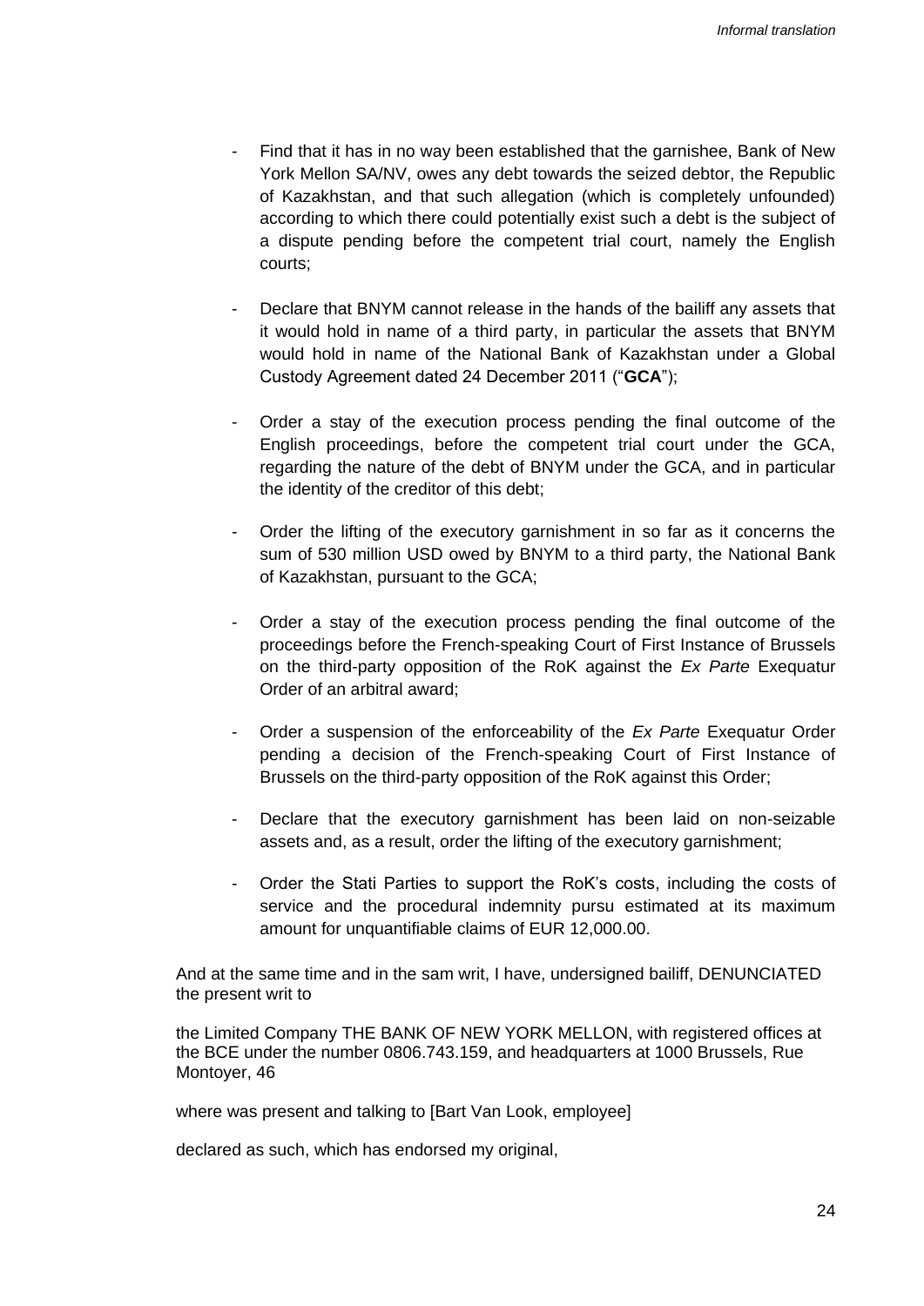- Find that it has in no way been established that the garnishee, Bank of New York Mellon SA/NV, owes any debt towards the seized debtor, the Republic of Kazakhstan, and that such allegation (which is completely unfounded) according to which there could potentially exist such a debt is the subject of a dispute pending before the competent trial court, namely the English courts;

- Declare that BNYM cannot release in the hands of the bailiff any assets that it would hold in name of a third party, in particular the assets that BNYM would hold in name of the National Bank of Kazakhstan under a Global Custody Agreement dated 24 December 2011 ("**GCA**");

- Order a stay of the execution process pending the final outcome of the English proceedings, before the competent trial court under the GCA, regarding the nature of the debt of BNYM under the GCA, and in particular the identity of the creditor of this debt;

- Order the lifting of the executory garnishment in so far as it concerns the sum of 530 million USD owed by BNYM to a third party, the National Bank of Kazakhstan, pursuant to the GCA;

- Order a stay of the execution process pending the final outcome of the proceedings before the French-speaking Court of First Instance of Brussels on the third-party opposition of the RoK against the *Ex Parte* Exequatur Order of an arbitral award;

- Order a suspension of the enforceability of the *Ex Parte* Exequatur Order pending a decision of the French-speaking Court of First Instance of Brussels on the third-party opposition of the RoK against this Order;

- Declare that the executory garnishment has been laid on non-seizable assets and, as a result, order the lifting of the executory garnishment;

- Order the Stati Parties to support the RoK's costs, including the costs of service and the procedural indemnity pursu estimated at its maximum amount for unquantifiable claims of EUR 12,000.00.

And at the same time and in the sam writ, I have, undersigned bailiff, DENUNCIATED the present writ to

the Limited Company THE BANK OF NEW YORK MELLON, with registered offices at the BCE under the number 0806.743.159, and headquarters at 1000 Brussels, Rue Montoyer, 46

where was present and talking to [Bart Van Look, employee]

declared as such, which has endorsed my original,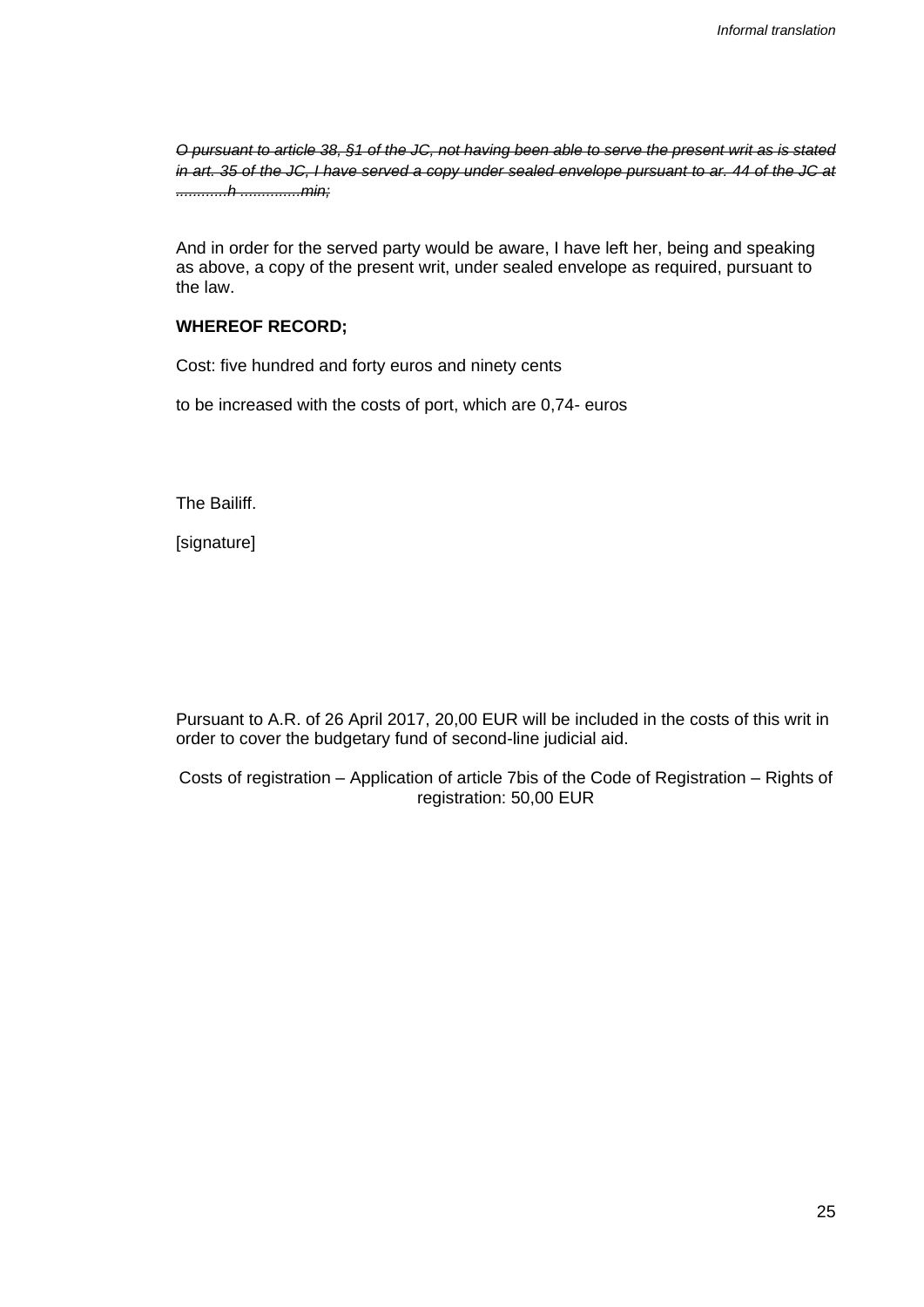~~*O pursuant to article 38, §1 of the JC, not having been able to serve the present writ as is stated in art. 35 of the JC, I have served a copy under sealed envelope pursuant to ar. 44 of the JC at ............h ..............min;*~~

And in order for the served party would be aware, I have left her, being and speaking as above, a copy of the present writ, under sealed envelope as required, pursuant to the law.

**WHEREOF RECORD;**

Cost: five hundred and forty euros and ninety cents

to be increased with the costs of port, which are 0,74- euros

The Bailiff.

[signature]

Pursuant to A.R. of 26 April 2017, 20,00 EUR will be included in the costs of this writ in order to cover the budgetary fund of second-line judicial aid.

Costs of registration – Application of article 7bis of the Code of Registration – Rights of registration: 50,00 EUR